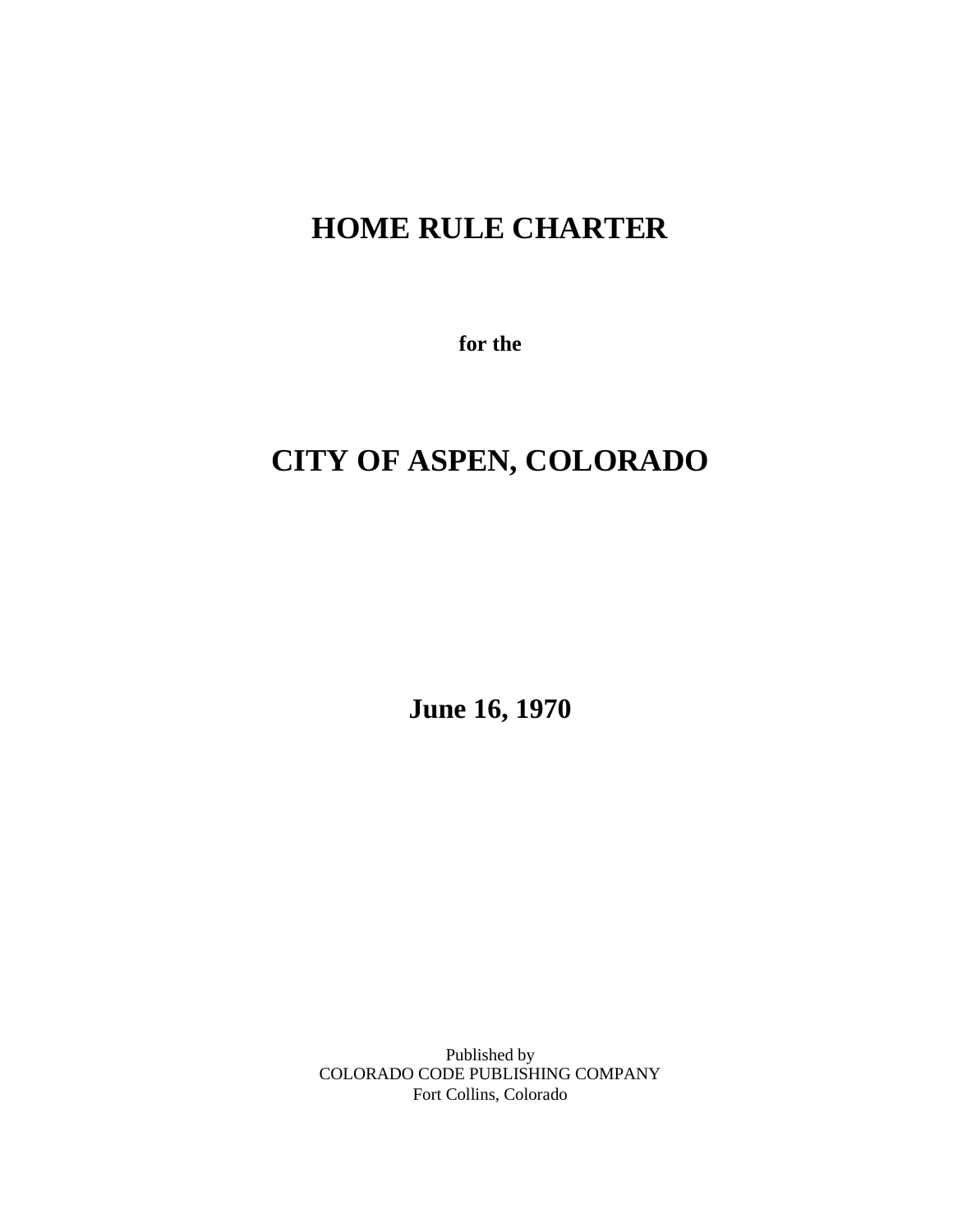# HOME RULE CHARTER

**for the**

# CITY OF ASPEN, COLORADO

**June 16, 1970**

Published by
COLORADO CODE PUBLISHING COMPANY
Fort Collins, Colorado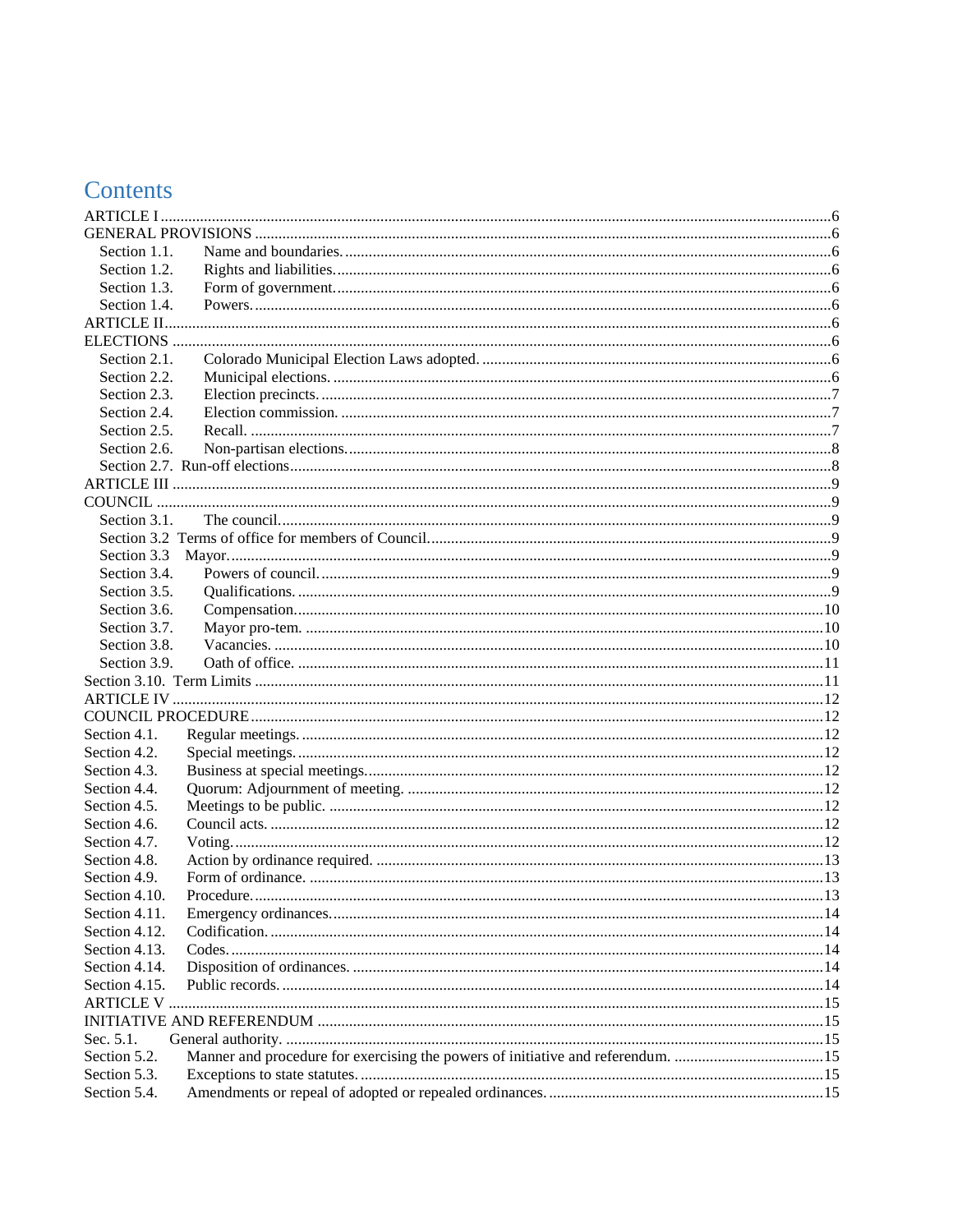# Contents

ARTICLE I ........................................................................................................................................................6
GENERAL PROVISIONS ..................................................................................................................................6
Section 1.1. Name and boundaries. .............................................................................................................6
Section 1.2. Rights and liabilities. ..............................................................................................................6
Section 1.3. Form of government. ..............................................................................................................6
Section 1.4. Powers. ...................................................................................................................................6
ARTICLE II.......................................................................................................................................................6
ELECTIONS .....................................................................................................................................................6
Section 2.1. Colorado Municipal Election Laws adopted. ..........................................................................6
Section 2.2. Municipal elections. ...............................................................................................................6
Section 2.3. Election precincts. ..................................................................................................................7
Section 2.4. Election commission. .............................................................................................................7
Section 2.5. Recall. ....................................................................................................................................7
Section 2.6. Non-partisan elections. ...........................................................................................................8
Section 2.7. Run-off elections ....................................................................................................................8
ARTICLE III .....................................................................................................................................................9
COUNCIL .........................................................................................................................................................9
Section 3.1. The council. ............................................................................................................................9
Section 3.2 Terms of office for members of Council. ...............................................................................9
Section 3.3 Mayor. .....................................................................................................................................9
Section 3.4. Powers of council. ..................................................................................................................9
Section 3.5. Qualifications. .........................................................................................................................9
Section 3.6. Compensation. ......................................................................................................................10
Section 3.7. Mayor pro-tem. .....................................................................................................................10
Section 3.8. Vacancies. .............................................................................................................................10
Section 3.9. Oath of office. .......................................................................................................................11
Section 3.10. Term Limits ............................................................................................................................11
ARTICLE IV ...................................................................................................................................................12
COUNCIL PROCEDURE ...............................................................................................................................12
Section 4.1. Regular meetings. .................................................................................................................12
Section 4.2. Special meetings. ..................................................................................................................12
Section 4.3. Business at special meetings. ................................................................................................12
Section 4.4. Quorum: Adjournment of meeting. .......................................................................................12
Section 4.5. Meetings to be public. ...........................................................................................................12
Section 4.6. Council acts. ..........................................................................................................................12
Section 4.7. Voting. ...................................................................................................................................12
Section 4.8. Action by ordinance required. ...............................................................................................13
Section 4.9. Form of ordinance. ................................................................................................................13
Section 4.10. Procedure. ............................................................................................................................13
Section 4.11. Emergency ordinances. ........................................................................................................14
Section 4.12. Codification. ........................................................................................................................14
Section 4.13. Codes. ..................................................................................................................................14
Section 4.14. Disposition of ordinances. ...................................................................................................14
Section 4.15. Public records. .....................................................................................................................14
ARTICLE V ....................................................................................................................................................15
INITIATIVE AND REFERENDUM ...............................................................................................................15
Sec. 5.1. General authority. .......................................................................................................................15
Section 5.2. Manner and procedure for exercising the powers of initiative and referendum. ....................15
Section 5.3. Exceptions to state statutes. ...................................................................................................15
Section 5.4. Amendments or repeal of adopted or repealed ordinances. ...................................................15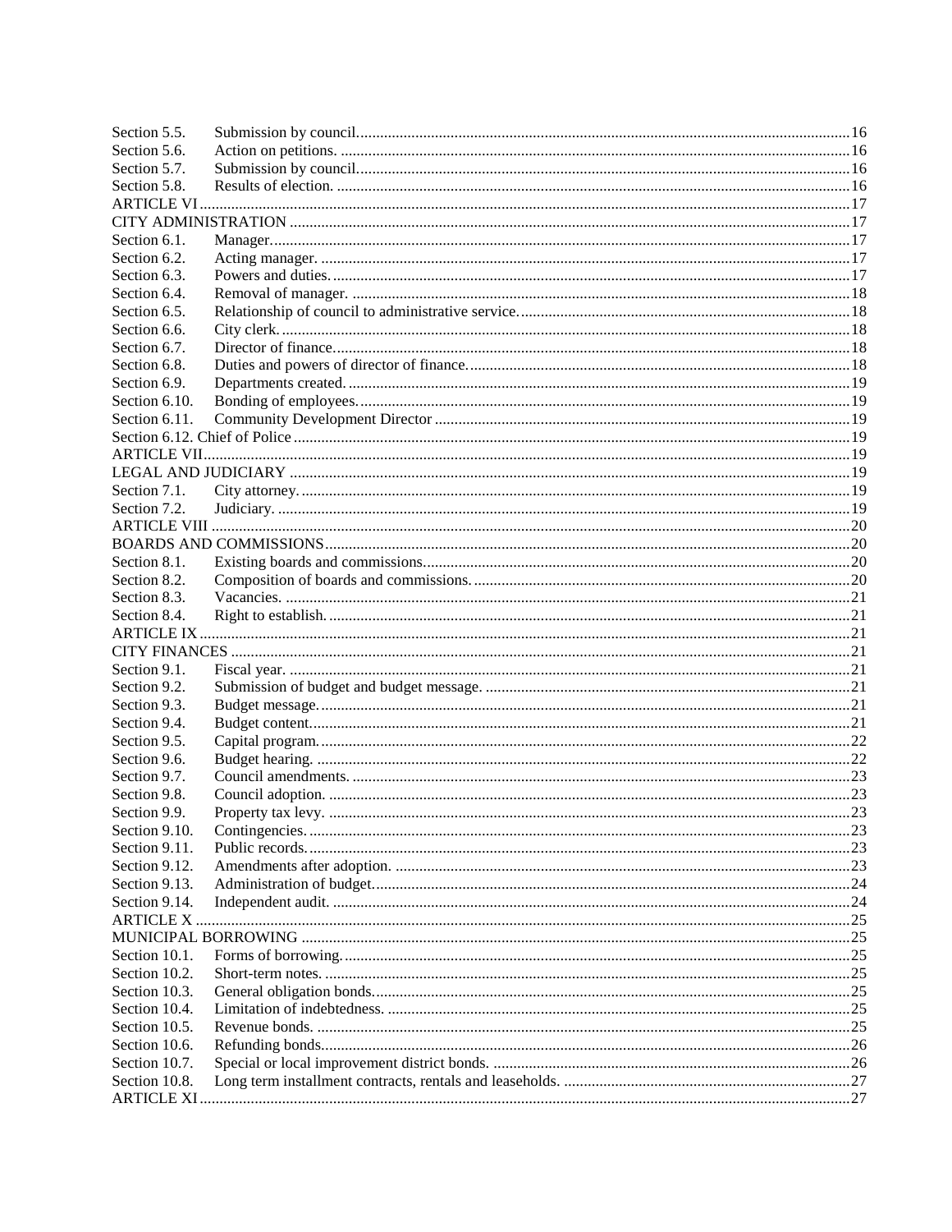| | | |
|---|---|---|
| Section 5.5. | Submission by council | 16 |
| Section 5.6. | Action on petitions. | 16 |
| Section 5.7. | Submission by council | 16 |
| Section 5.8. | Results of election. | 16 |
| ARTICLE VI | | 17 |
| CITY ADMINISTRATION | | 17 |
| Section 6.1. | Manager | 17 |
| Section 6.2. | Acting manager. | 17 |
| Section 6.3. | Powers and duties. | 17 |
| Section 6.4. | Removal of manager. | 18 |
| Section 6.5. | Relationship of council to administrative service. | 18 |
| Section 6.6. | City clerk. | 18 |
| Section 6.7. | Director of finance. | 18 |
| Section 6.8. | Duties and powers of director of finance. | 18 |
| Section 6.9. | Departments created. | 19 |
| Section 6.10. | Bonding of employees. | 19 |
| Section 6.11. | Community Development Director | 19 |
| Section 6.12. Chief of Police | | 19 |
| ARTICLE VII | | 19 |
| LEGAL AND JUDICIARY | | 19 |
| Section 7.1. | City attorney. | 19 |
| Section 7.2. | Judiciary. | 19 |
| ARTICLE VIII | | 20 |
| BOARDS AND COMMISSIONS | | 20 |
| Section 8.1. | Existing boards and commissions. | 20 |
| Section 8.2. | Composition of boards and commissions. | 20 |
| Section 8.3. | Vacancies. | 21 |
| Section 8.4. | Right to establish. | 21 |
| ARTICLE IX | | 21 |
| CITY FINANCES | | 21 |
| Section 9.1. | Fiscal year. | 21 |
| Section 9.2. | Submission of budget and budget message. | 21 |
| Section 9.3. | Budget message. | 21 |
| Section 9.4. | Budget content. | 21 |
| Section 9.5. | Capital program. | 22 |
| Section 9.6. | Budget hearing. | 22 |
| Section 9.7. | Council amendments. | 23 |
| Section 9.8. | Council adoption. | 23 |
| Section 9.9. | Property tax levy. | 23 |
| Section 9.10. | Contingencies. | 23 |
| Section 9.11. | Public records. | 23 |
| Section 9.12. | Amendments after adoption. | 23 |
| Section 9.13. | Administration of budget. | 24 |
| Section 9.14. | Independent audit. | 24 |
| ARTICLE X | | 25 |
| MUNICIPAL BORROWING | | 25 |
| Section 10.1. | Forms of borrowing. | 25 |
| Section 10.2. | Short-term notes. | 25 |
| Section 10.3. | General obligation bonds. | 25 |
| Section 10.4. | Limitation of indebtedness. | 25 |
| Section 10.5. | Revenue bonds. | 25 |
| Section 10.6. | Refunding bonds. | 26 |
| Section 10.7. | Special or local improvement district bonds. | 26 |
| Section 10.8. | Long term installment contracts, rentals and leaseholds. | 27 |
| ARTICLE XI | | 27 |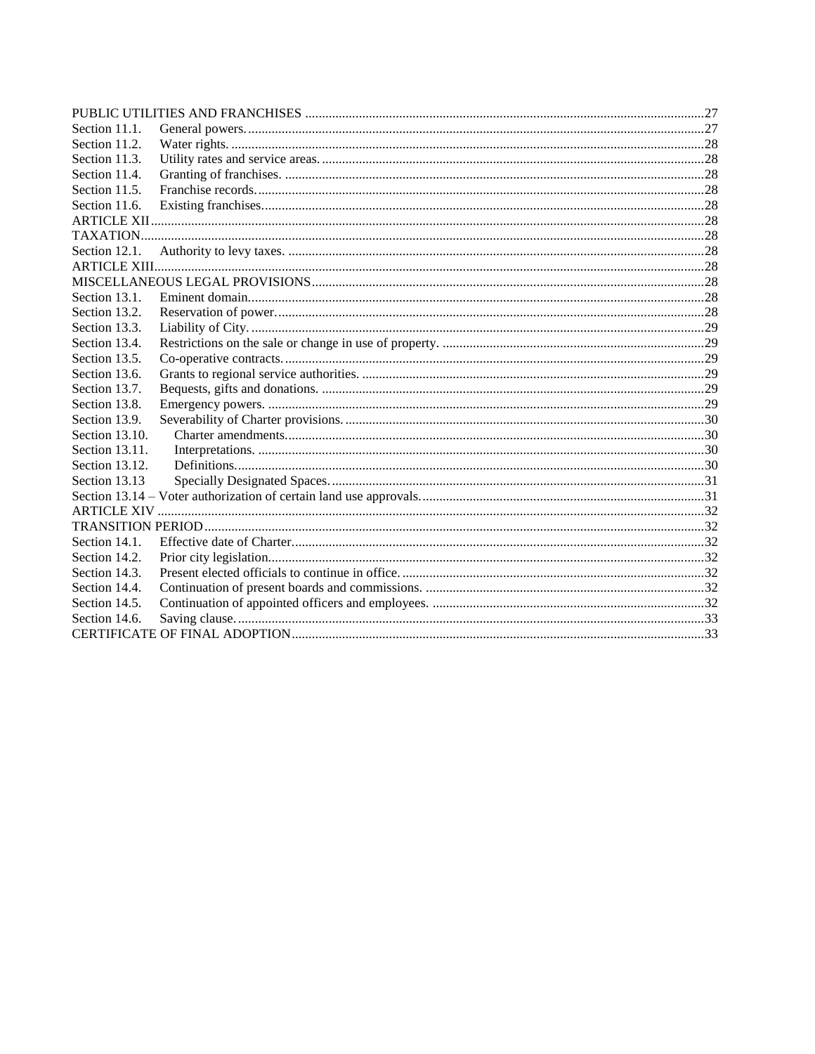PUBLIC UTILITIES AND FRANCHISES ....................................................................................................27
Section 11.1. General powers. ..........................................................................................................................27
Section 11.2. Water rights. ...............................................................................................................................28
Section 11.3. Utility rates and service areas. ...................................................................................................28
Section 11.4. Granting of franchises. ...............................................................................................................28
Section 11.5. Franchise records. .......................................................................................................................28
Section 11.6. Existing franchises. .....................................................................................................................28
ARTICLE XII ...................................................................................................................................................28
TAXATION ......................................................................................................................................................28
Section 12.1. Authority to levy taxes. ..............................................................................................................28
ARTICLE XIII ..................................................................................................................................................28
MISCELLANEOUS LEGAL PROVISIONS ...................................................................................................28
Section 13.1. Eminent domain. .........................................................................................................................28
Section 13.2. Reservation of power. .................................................................................................................28
Section 13.3. Liability of City. .........................................................................................................................29
Section 13.4. Restrictions on the sale or change in use of property. ...............................................................29
Section 13.5. Co-operative contracts. ...............................................................................................................29
Section 13.6. Grants to regional service authorities. .......................................................................................29
Section 13.7. Bequests, gifts and donations. ....................................................................................................29
Section 13.8. Emergency powers. ....................................................................................................................29
Section 13.9. Severability of Charter provisions. .............................................................................................30
Section 13.10. Charter amendments. .................................................................................................................30
Section 13.11. Interpretations. ...........................................................................................................................30
Section 13.12. Definitions. .................................................................................................................................30
Section 13.13 Specially Designated Spaces. .....................................................................................................31
Section 13.14 – Voter authorization of certain land use approvals. ..................................................................31
ARTICLE XIV ..................................................................................................................................................32
TRANSITION PERIOD ...................................................................................................................................32
Section 14.1. Effective date of Charter. ............................................................................................................32
Section 14.2. Prior city legislation. ...................................................................................................................32
Section 14.3. Present elected officials to continue in office. ............................................................................32
Section 14.4. Continuation of present boards and commissions. ....................................................................32
Section 14.5. Continuation of appointed officers and employees. ...................................................................32
Section 14.6. Saving clause. .............................................................................................................................33
CERTIFICATE OF FINAL ADOPTION ..........................................................................................................33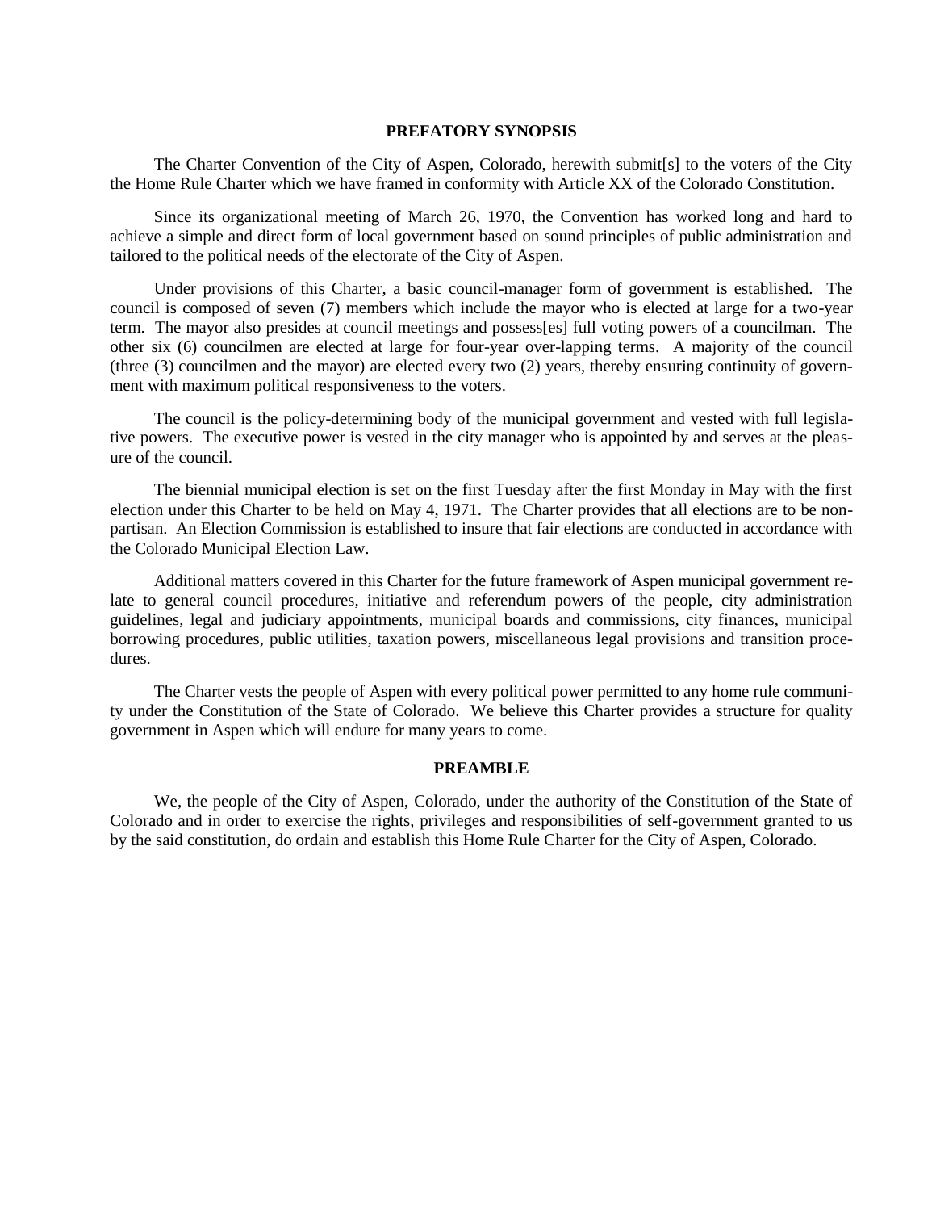## PREFATORY SYNOPSIS

The Charter Convention of the City of Aspen, Colorado, herewith submit[s] to the voters of the City the Home Rule Charter which we have framed in conformity with Article XX of the Colorado Constitution.

Since its organizational meeting of March 26, 1970, the Convention has worked long and hard to achieve a simple and direct form of local government based on sound principles of public administration and tailored to the political needs of the electorate of the City of Aspen.

Under provisions of this Charter, a basic council-manager form of government is established. The council is composed of seven (7) members which include the mayor who is elected at large for a two-year term. The mayor also presides at council meetings and possess[es] full voting powers of a councilman. The other six (6) councilmen are elected at large for four-year over-lapping terms. A majority of the council (three (3) councilmen and the mayor) are elected every two (2) years, thereby ensuring continuity of government with maximum political responsiveness to the voters.

The council is the policy-determining body of the municipal government and vested with full legislative powers. The executive power is vested in the city manager who is appointed by and serves at the pleasure of the council.

The biennial municipal election is set on the first Tuesday after the first Monday in May with the first election under this Charter to be held on May 4, 1971. The Charter provides that all elections are to be nonpartisan. An Election Commission is established to insure that fair elections are conducted in accordance with the Colorado Municipal Election Law.

Additional matters covered in this Charter for the future framework of Aspen municipal government relate to general council procedures, initiative and referendum powers of the people, city administration guidelines, legal and judiciary appointments, municipal boards and commissions, city finances, municipal borrowing procedures, public utilities, taxation powers, miscellaneous legal provisions and transition procedures.

The Charter vests the people of Aspen with every political power permitted to any home rule community under the Constitution of the State of Colorado. We believe this Charter provides a structure for quality government in Aspen which will endure for many years to come.

## PREAMBLE

We, the people of the City of Aspen, Colorado, under the authority of the Constitution of the State of Colorado and in order to exercise the rights, privileges and responsibilities of self-government granted to us by the said constitution, do ordain and establish this Home Rule Charter for the City of Aspen, Colorado.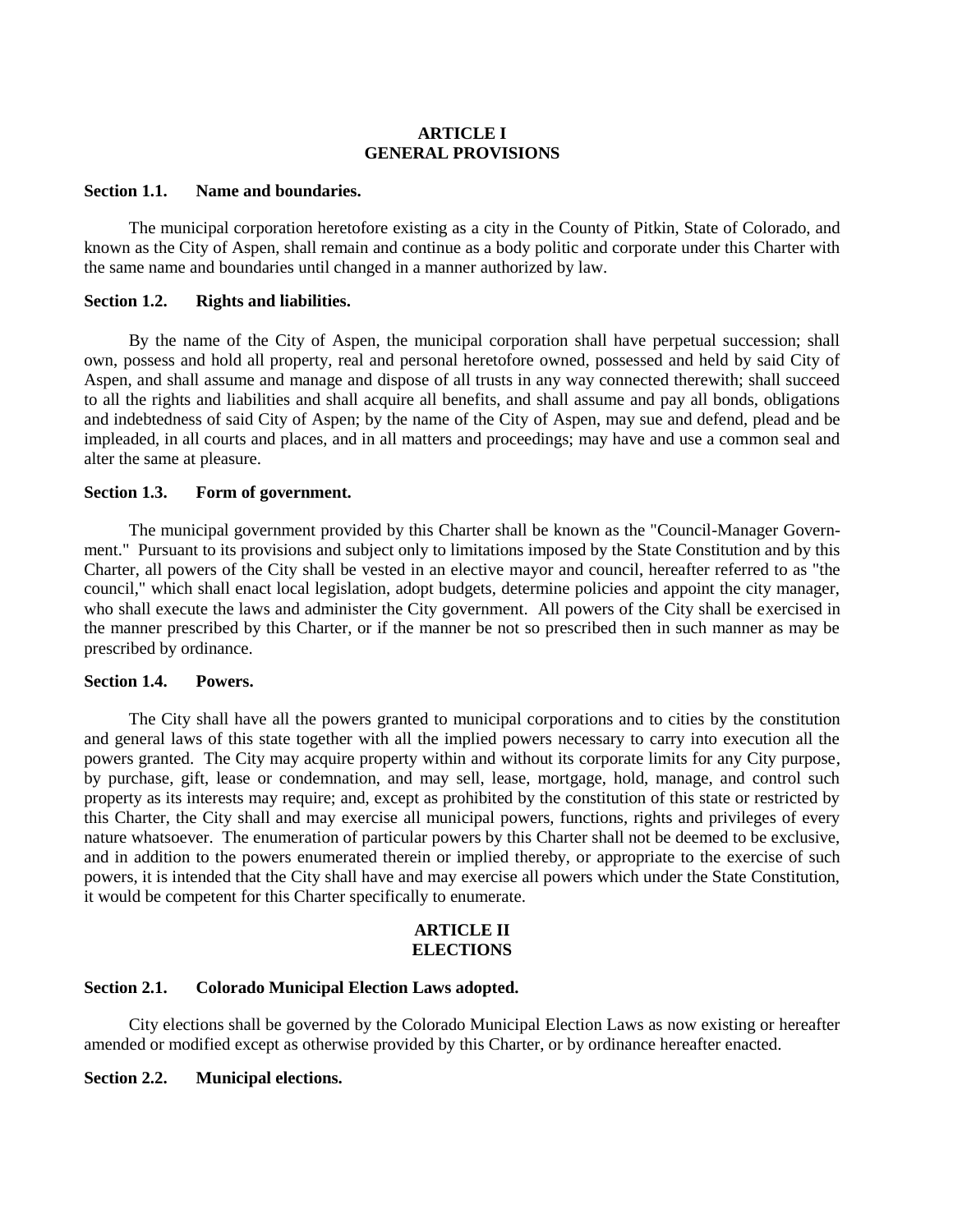## ARTICLE I
## GENERAL PROVISIONS

**Section 1.1. Name and boundaries.**

The municipal corporation heretofore existing as a city in the County of Pitkin, State of Colorado, and known as the City of Aspen, shall remain and continue as a body politic and corporate under this Charter with the same name and boundaries until changed in a manner authorized by law.

**Section 1.2. Rights and liabilities.**

By the name of the City of Aspen, the municipal corporation shall have perpetual succession; shall own, possess and hold all property, real and personal heretofore owned, possessed and held by said City of Aspen, and shall assume and manage and dispose of all trusts in any way connected therewith; shall succeed to all the rights and liabilities and shall acquire all benefits, and shall assume and pay all bonds, obligations and indebtedness of said City of Aspen; by the name of the City of Aspen, may sue and defend, plead and be impleaded, in all courts and places, and in all matters and proceedings; may have and use a common seal and alter the same at pleasure.

**Section 1.3. Form of government.**

The municipal government provided by this Charter shall be known as the "Council-Manager Government." Pursuant to its provisions and subject only to limitations imposed by the State Constitution and by this Charter, all powers of the City shall be vested in an elective mayor and council, hereafter referred to as "the council," which shall enact local legislation, adopt budgets, determine policies and appoint the city manager, who shall execute the laws and administer the City government. All powers of the City shall be exercised in the manner prescribed by this Charter, or if the manner be not so prescribed then in such manner as may be prescribed by ordinance.

**Section 1.4. Powers.**

The City shall have all the powers granted to municipal corporations and to cities by the constitution and general laws of this state together with all the implied powers necessary to carry into execution all the powers granted. The City may acquire property within and without its corporate limits for any City purpose, by purchase, gift, lease or condemnation, and may sell, lease, mortgage, hold, manage, and control such property as its interests may require; and, except as prohibited by the constitution of this state or restricted by this Charter, the City shall and may exercise all municipal powers, functions, rights and privileges of every nature whatsoever. The enumeration of particular powers by this Charter shall not be deemed to be exclusive, and in addition to the powers enumerated therein or implied thereby, or appropriate to the exercise of such powers, it is intended that the City shall have and may exercise all powers which under the State Constitution, it would be competent for this Charter specifically to enumerate.

## ARTICLE II
## ELECTIONS

**Section 2.1. Colorado Municipal Election Laws adopted.**

City elections shall be governed by the Colorado Municipal Election Laws as now existing or hereafter amended or modified except as otherwise provided by this Charter, or by ordinance hereafter enacted.

**Section 2.2. Municipal elections.**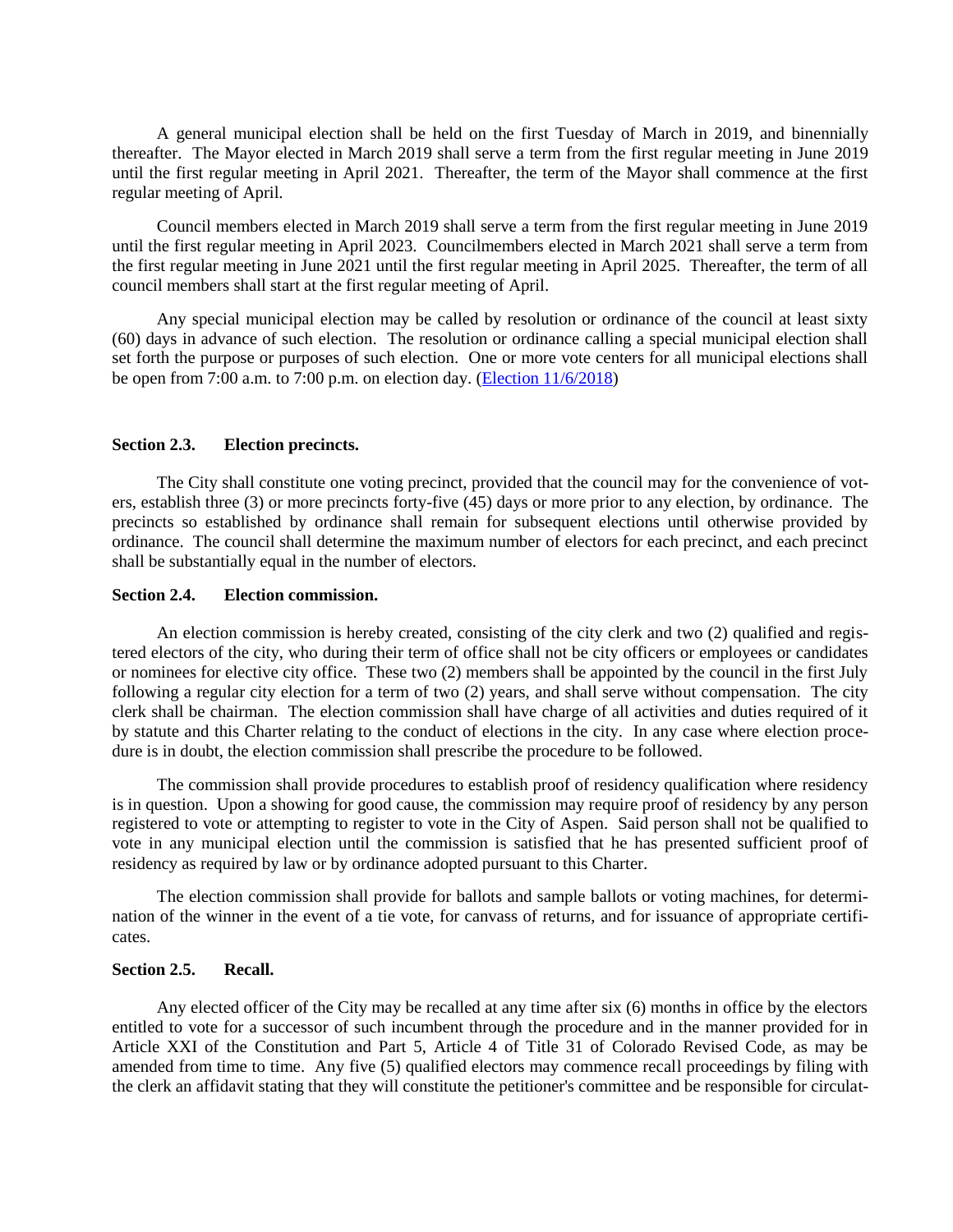A general municipal election shall be held on the first Tuesday of March in 2019, and binennially thereafter. The Mayor elected in March 2019 shall serve a term from the first regular meeting in June 2019 until the first regular meeting in April 2021. Thereafter, the term of the Mayor shall commence at the first regular meeting of April.

Council members elected in March 2019 shall serve a term from the first regular meeting in June 2019 until the first regular meeting in April 2023. Councilmembers elected in March 2021 shall serve a term from the first regular meeting in June 2021 until the first regular meeting in April 2025. Thereafter, the term of all council members shall start at the first regular meeting of April.

Any special municipal election may be called by resolution or ordinance of the council at least sixty (60) days in advance of such election. The resolution or ordinance calling a special municipal election shall set forth the purpose or purposes of such election. One or more vote centers for all municipal elections shall be open from 7:00 a.m. to 7:00 p.m. on election day. (Election 11/6/2018)

### Section 2.3. Election precincts.

The City shall constitute one voting precinct, provided that the council may for the convenience of voters, establish three (3) or more precincts forty-five (45) days or more prior to any election, by ordinance. The precincts so established by ordinance shall remain for subsequent elections until otherwise provided by ordinance. The council shall determine the maximum number of electors for each precinct, and each precinct shall be substantially equal in the number of electors.

### Section 2.4. Election commission.

An election commission is hereby created, consisting of the city clerk and two (2) qualified and registered electors of the city, who during their term of office shall not be city officers or employees or candidates or nominees for elective city office. These two (2) members shall be appointed by the council in the first July following a regular city election for a term of two (2) years, and shall serve without compensation. The city clerk shall be chairman. The election commission shall have charge of all activities and duties required of it by statute and this Charter relating to the conduct of elections in the city. In any case where election procedure is in doubt, the election commission shall prescribe the procedure to be followed.

The commission shall provide procedures to establish proof of residency qualification where residency is in question. Upon a showing for good cause, the commission may require proof of residency by any person registered to vote or attempting to register to vote in the City of Aspen. Said person shall not be qualified to vote in any municipal election until the commission is satisfied that he has presented sufficient proof of residency as required by law or by ordinance adopted pursuant to this Charter.

The election commission shall provide for ballots and sample ballots or voting machines, for determination of the winner in the event of a tie vote, for canvass of returns, and for issuance of appropriate certificates.

### Section 2.5. Recall.

Any elected officer of the City may be recalled at any time after six (6) months in office by the electors entitled to vote for a successor of such incumbent through the procedure and in the manner provided for in Article XXI of the Constitution and Part 5, Article 4 of Title 31 of Colorado Revised Code, as may be amended from time to time. Any five (5) qualified electors may commence recall proceedings by filing with the clerk an affidavit stating that they will constitute the petitioner's committee and be responsible for circulat-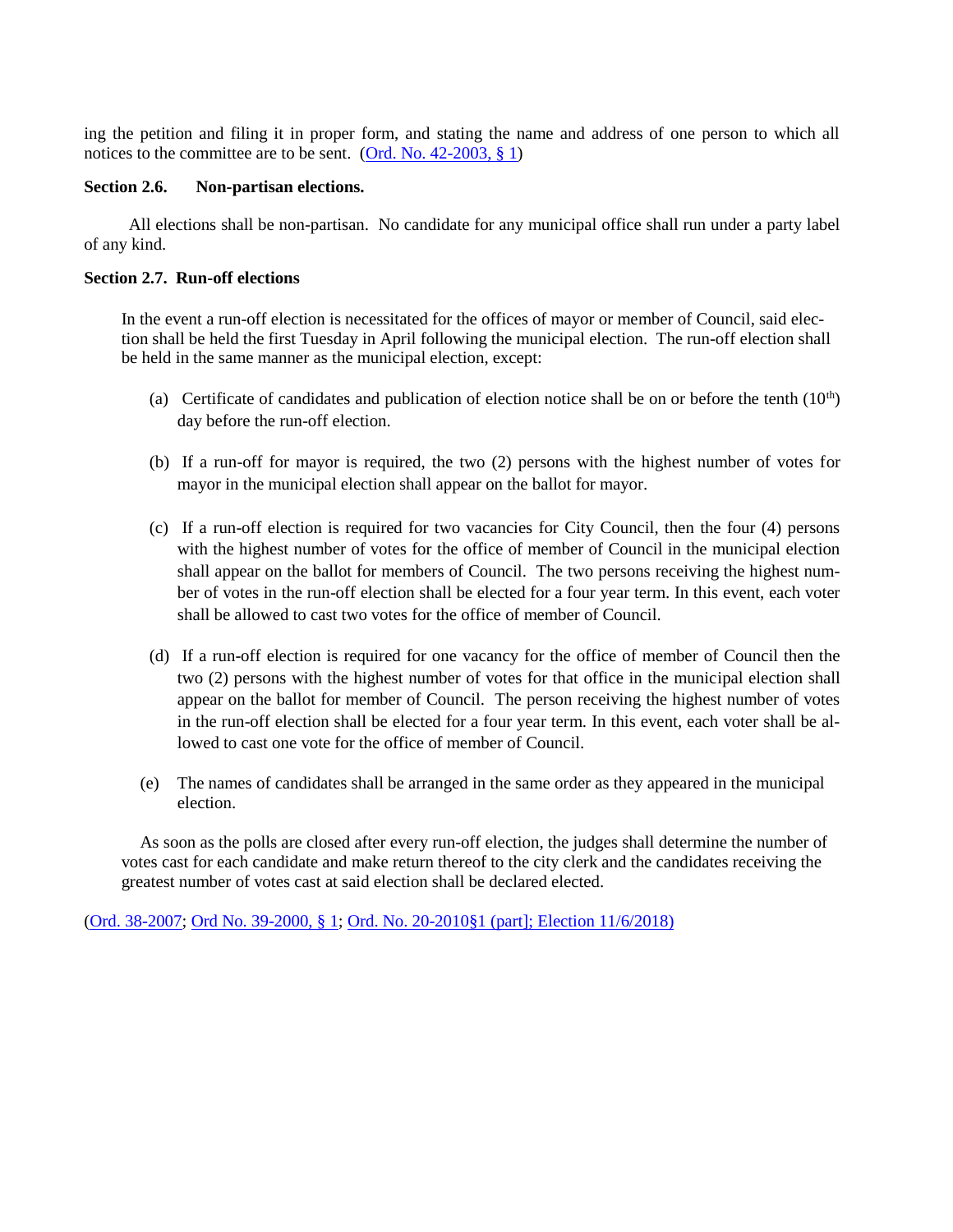ing the petition and filing it in proper form, and stating the name and address of one person to which all notices to the committee are to be sent. (Ord. No. 42-2003, § 1)

**Section 2.6. Non-partisan elections.**

All elections shall be non-partisan. No candidate for any municipal office shall run under a party label of any kind.

**Section 2.7. Run-off elections**

In the event a run-off election is necessitated for the offices of mayor or member of Council, said election shall be held the first Tuesday in April following the municipal election. The run-off election shall be held in the same manner as the municipal election, except:

(a) Certificate of candidates and publication of election notice shall be on or before the tenth (10th) day before the run-off election.

(b) If a run-off for mayor is required, the two (2) persons with the highest number of votes for mayor in the municipal election shall appear on the ballot for mayor.

(c) If a run-off election is required for two vacancies for City Council, then the four (4) persons with the highest number of votes for the office of member of Council in the municipal election shall appear on the ballot for members of Council. The two persons receiving the highest number of votes in the run-off election shall be elected for a four year term. In this event, each voter shall be allowed to cast two votes for the office of member of Council.

(d) If a run-off election is required for one vacancy for the office of member of Council then the two (2) persons with the highest number of votes for that office in the municipal election shall appear on the ballot for member of Council. The person receiving the highest number of votes in the run-off election shall be elected for a four year term. In this event, each voter shall be allowed to cast one vote for the office of member of Council.

(e) The names of candidates shall be arranged in the same order as they appeared in the municipal election.

As soon as the polls are closed after every run-off election, the judges shall determine the number of votes cast for each candidate and make return thereof to the city clerk and the candidates receiving the greatest number of votes cast at said election shall be declared elected.

(Ord. 38-2007; Ord No. 39-2000, § 1; Ord. No. 20-2010§1 (part]; Election 11/6/2018)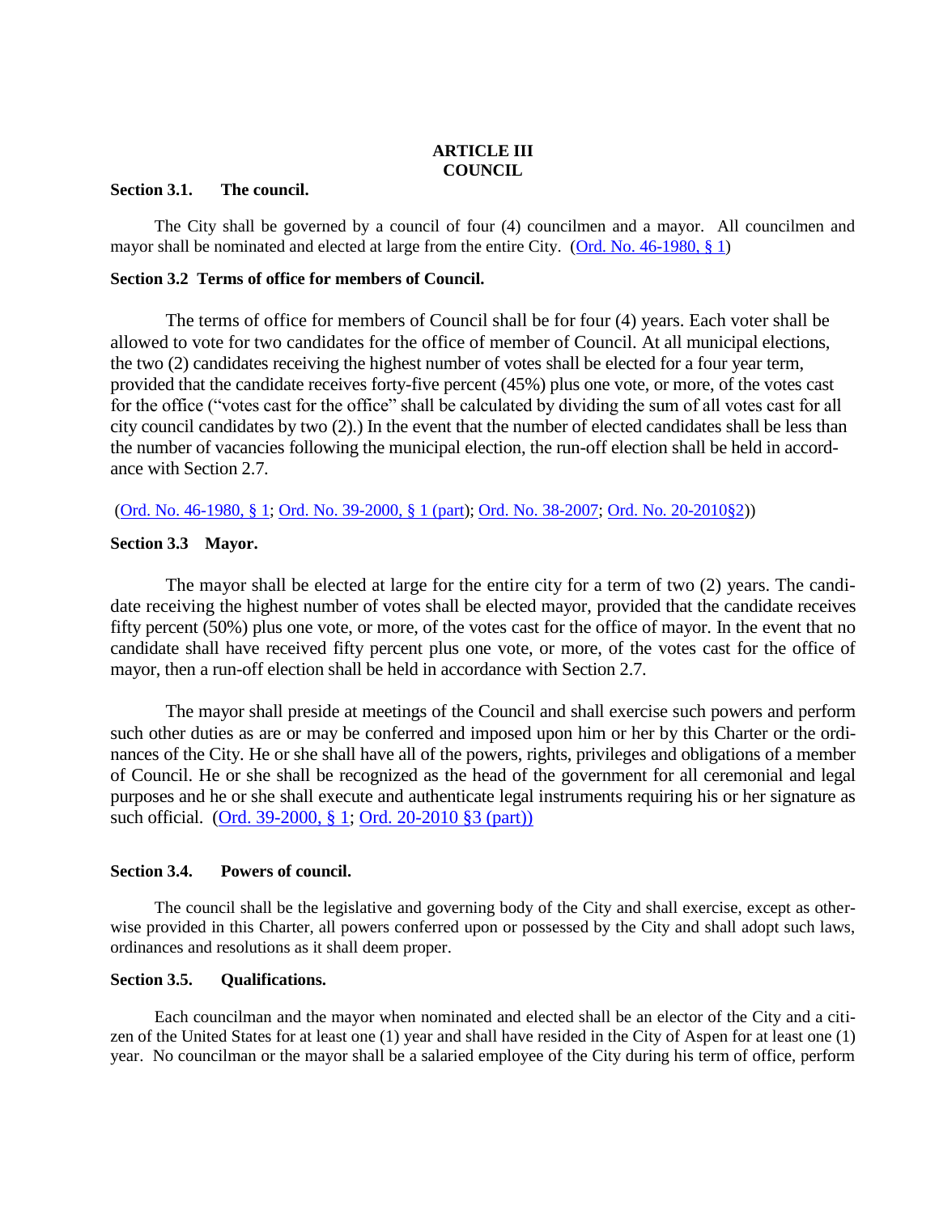# ARTICLE III
# COUNCIL

### Section 3.1. The council.

The City shall be governed by a council of four (4) councilmen and a mayor. All councilmen and mayor shall be nominated and elected at large from the entire City. (Ord. No. 46-1980, § 1)

### Section 3.2 Terms of office for members of Council.

The terms of office for members of Council shall be for four (4) years. Each voter shall be allowed to vote for two candidates for the office of member of Council. At all municipal elections, the two (2) candidates receiving the highest number of votes shall be elected for a four year term, provided that the candidate receives forty-five percent (45%) plus one vote, or more, of the votes cast for the office ("votes cast for the office" shall be calculated by dividing the sum of all votes cast for all city council candidates by two (2).) In the event that the number of elected candidates shall be less than the number of vacancies following the municipal election, the run-off election shall be held in accordance with Section 2.7.

(Ord. No. 46-1980, § 1; Ord. No. 39-2000, § 1 (part); Ord. No. 38-2007; Ord. No. 20-2010§2))

### Section 3.3 Mayor.

The mayor shall be elected at large for the entire city for a term of two (2) years. The candidate receiving the highest number of votes shall be elected mayor, provided that the candidate receives fifty percent (50%) plus one vote, or more, of the votes cast for the office of mayor. In the event that no candidate shall have received fifty percent plus one vote, or more, of the votes cast for the office of mayor, then a run-off election shall be held in accordance with Section 2.7.

The mayor shall preside at meetings of the Council and shall exercise such powers and perform such other duties as are or may be conferred and imposed upon him or her by this Charter or the ordinances of the City. He or she shall have all of the powers, rights, privileges and obligations of a member of Council. He or she shall be recognized as the head of the government for all ceremonial and legal purposes and he or she shall execute and authenticate legal instruments requiring his or her signature as such official. (Ord. 39-2000, § 1; Ord. 20-2010 §3 (part))

### Section 3.4. Powers of council.

The council shall be the legislative and governing body of the City and shall exercise, except as otherwise provided in this Charter, all powers conferred upon or possessed by the City and shall adopt such laws, ordinances and resolutions as it shall deem proper.

### Section 3.5. Qualifications.

Each councilman and the mayor when nominated and elected shall be an elector of the City and a citizen of the United States for at least one (1) year and shall have resided in the City of Aspen for at least one (1) year. No councilman or the mayor shall be a salaried employee of the City during his term of office, perform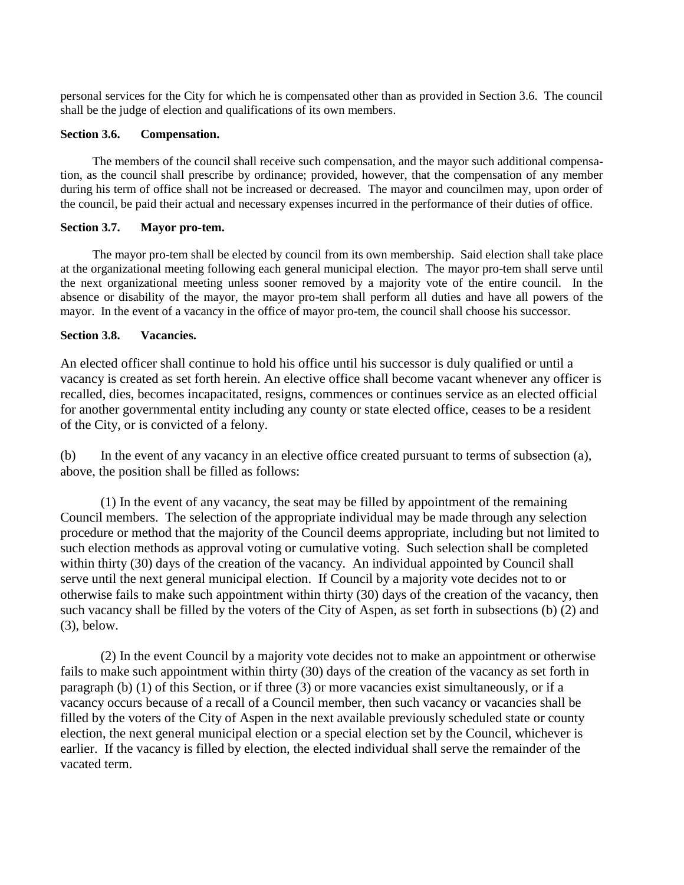personal services for the City for which he is compensated other than as provided in Section 3.6. The council shall be the judge of election and qualifications of its own members.

**Section 3.6. Compensation.**

The members of the council shall receive such compensation, and the mayor such additional compensation, as the council shall prescribe by ordinance; provided, however, that the compensation of any member during his term of office shall not be increased or decreased. The mayor and councilmen may, upon order of the council, be paid their actual and necessary expenses incurred in the performance of their duties of office.

**Section 3.7. Mayor pro-tem.**

The mayor pro-tem shall be elected by council from its own membership. Said election shall take place at the organizational meeting following each general municipal election. The mayor pro-tem shall serve until the next organizational meeting unless sooner removed by a majority vote of the entire council. In the absence or disability of the mayor, the mayor pro-tem shall perform all duties and have all powers of the mayor. In the event of a vacancy in the office of mayor pro-tem, the council shall choose his successor.

**Section 3.8. Vacancies.**

An elected officer shall continue to hold his office until his successor is duly qualified or until a vacancy is created as set forth herein. An elective office shall become vacant whenever any officer is recalled, dies, becomes incapacitated, resigns, commences or continues service as an elected official for another governmental entity including any county or state elected office, ceases to be a resident of the City, or is convicted of a felony.

(b) In the event of any vacancy in an elective office created pursuant to terms of subsection (a), above, the position shall be filled as follows:

(1) In the event of any vacancy, the seat may be filled by appointment of the remaining Council members. The selection of the appropriate individual may be made through any selection procedure or method that the majority of the Council deems appropriate, including but not limited to such election methods as approval voting or cumulative voting. Such selection shall be completed within thirty (30) days of the creation of the vacancy. An individual appointed by Council shall serve until the next general municipal election. If Council by a majority vote decides not to or otherwise fails to make such appointment within thirty (30) days of the creation of the vacancy, then such vacancy shall be filled by the voters of the City of Aspen, as set forth in subsections (b) (2) and (3), below.

(2) In the event Council by a majority vote decides not to make an appointment or otherwise fails to make such appointment within thirty (30) days of the creation of the vacancy as set forth in paragraph (b) (1) of this Section, or if three (3) or more vacancies exist simultaneously, or if a vacancy occurs because of a recall of a Council member, then such vacancy or vacancies shall be filled by the voters of the City of Aspen in the next available previously scheduled state or county election, the next general municipal election or a special election set by the Council, whichever is earlier. If the vacancy is filled by election, the elected individual shall serve the remainder of the vacated term.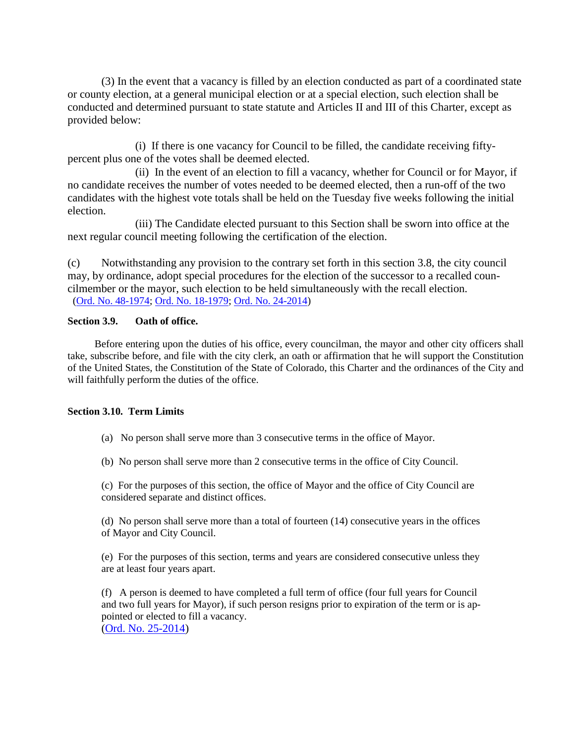(3) In the event that a vacancy is filled by an election conducted as part of a coordinated state or county election, at a general municipal election or at a special election, such election shall be conducted and determined pursuant to state statute and Articles II and III of this Charter, except as provided below:

(i) If there is one vacancy for Council to be filled, the candidate receiving fifty-percent plus one of the votes shall be deemed elected.

(ii) In the event of an election to fill a vacancy, whether for Council or for Mayor, if no candidate receives the number of votes needed to be deemed elected, then a run-off of the two candidates with the highest vote totals shall be held on the Tuesday five weeks following the initial election.

(iii) The Candidate elected pursuant to this Section shall be sworn into office at the next regular council meeting following the certification of the election.

(c) Notwithstanding any provision to the contrary set forth in this section 3.8, the city council may, by ordinance, adopt special procedures for the election of the successor to a recalled councilmember or the mayor, such election to be held simultaneously with the recall election.
(Ord. No. 48-1974; Ord. No. 18-1979; Ord. No. 24-2014)

**Section 3.9. Oath of office.**

Before entering upon the duties of his office, every councilman, the mayor and other city officers shall take, subscribe before, and file with the city clerk, an oath or affirmation that he will support the Constitution of the United States, the Constitution of the State of Colorado, this Charter and the ordinances of the City and will faithfully perform the duties of the office.

**Section 3.10. Term Limits**

(a) No person shall serve more than 3 consecutive terms in the office of Mayor.

(b) No person shall serve more than 2 consecutive terms in the office of City Council.

(c) For the purposes of this section, the office of Mayor and the office of City Council are considered separate and distinct offices.

(d) No person shall serve more than a total of fourteen (14) consecutive years in the offices of Mayor and City Council.

(e) For the purposes of this section, terms and years are considered consecutive unless they are at least four years apart.

(f) A person is deemed to have completed a full term of office (four full years for Council and two full years for Mayor), if such person resigns prior to expiration of the term or is appointed or elected to fill a vacancy.
(Ord. No. 25-2014)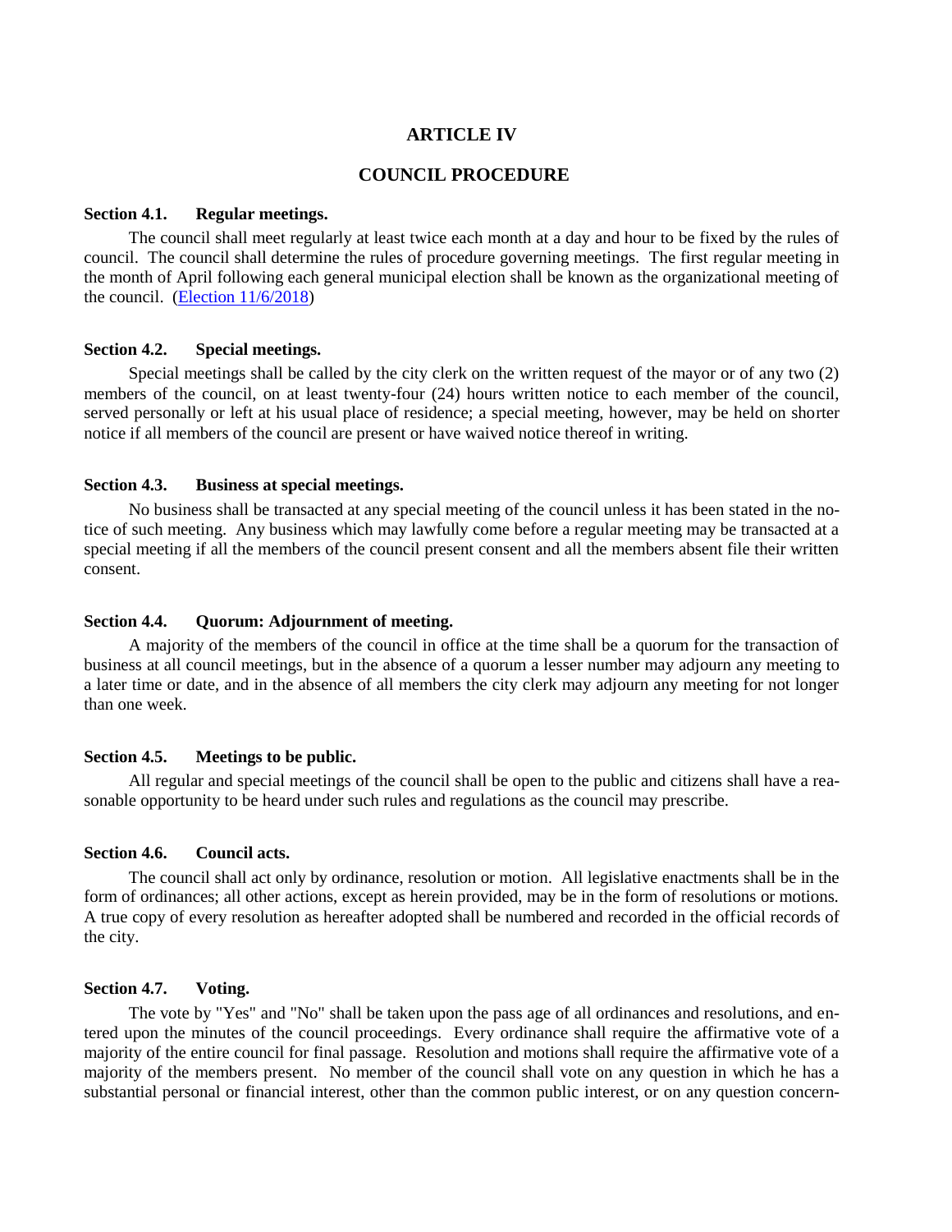# ARTICLE IV

## COUNCIL PROCEDURE

**Section 4.1. Regular meetings.**

The council shall meet regularly at least twice each month at a day and hour to be fixed by the rules of council. The council shall determine the rules of procedure governing meetings. The first regular meeting in the month of April following each general municipal election shall be known as the organizational meeting of the council. (Election 11/6/2018)

**Section 4.2. Special meetings.**

Special meetings shall be called by the city clerk on the written request of the mayor or of any two (2) members of the council, on at least twenty-four (24) hours written notice to each member of the council, served personally or left at his usual place of residence; a special meeting, however, may be held on shorter notice if all members of the council are present or have waived notice thereof in writing.

**Section 4.3. Business at special meetings.**

No business shall be transacted at any special meeting of the council unless it has been stated in the notice of such meeting. Any business which may lawfully come before a regular meeting may be transacted at a special meeting if all the members of the council present consent and all the members absent file their written consent.

**Section 4.4. Quorum: Adjournment of meeting.**

A majority of the members of the council in office at the time shall be a quorum for the transaction of business at all council meetings, but in the absence of a quorum a lesser number may adjourn any meeting to a later time or date, and in the absence of all members the city clerk may adjourn any meeting for not longer than one week.

**Section 4.5. Meetings to be public.**

All regular and special meetings of the council shall be open to the public and citizens shall have a reasonable opportunity to be heard under such rules and regulations as the council may prescribe.

**Section 4.6. Council acts.**

The council shall act only by ordinance, resolution or motion. All legislative enactments shall be in the form of ordinances; all other actions, except as herein provided, may be in the form of resolutions or motions. A true copy of every resolution as hereafter adopted shall be numbered and recorded in the official records of the city.

**Section 4.7. Voting.**

The vote by "Yes" and "No" shall be taken upon the pass age of all ordinances and resolutions, and entered upon the minutes of the council proceedings. Every ordinance shall require the affirmative vote of a majority of the entire council for final passage. Resolution and motions shall require the affirmative vote of a majority of the members present. No member of the council shall vote on any question in which he has a substantial personal or financial interest, other than the common public interest, or on any question concern-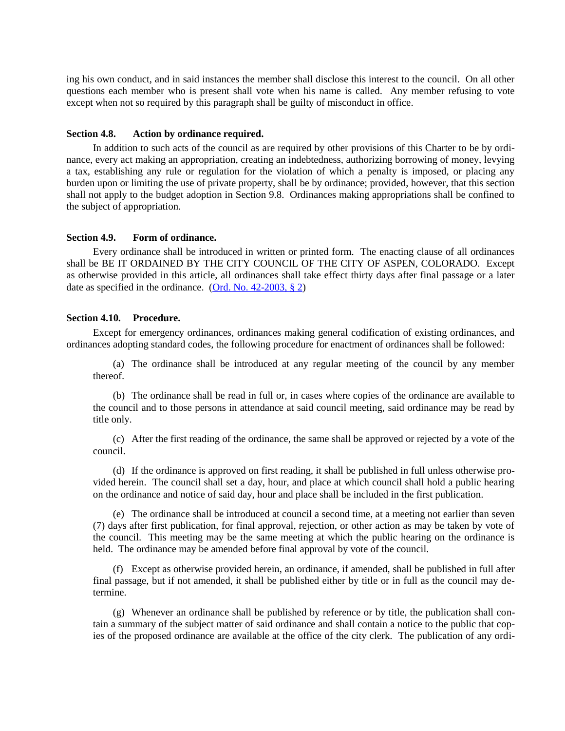ing his own conduct, and in said instances the member shall disclose this interest to the council. On all other questions each member who is present shall vote when his name is called. Any member refusing to vote except when not so required by this paragraph shall be guilty of misconduct in office.

**Section 4.8. Action by ordinance required.**

In addition to such acts of the council as are required by other provisions of this Charter to be by ordinance, every act making an appropriation, creating an indebtedness, authorizing borrowing of money, levying a tax, establishing any rule or regulation for the violation of which a penalty is imposed, or placing any burden upon or limiting the use of private property, shall be by ordinance; provided, however, that this section shall not apply to the budget adoption in Section 9.8. Ordinances making appropriations shall be confined to the subject of appropriation.

**Section 4.9. Form of ordinance.**

Every ordinance shall be introduced in written or printed form. The enacting clause of all ordinances shall be BE IT ORDAINED BY THE CITY COUNCIL OF THE CITY OF ASPEN, COLORADO. Except as otherwise provided in this article, all ordinances shall take effect thirty days after final passage or a later date as specified in the ordinance. (Ord. No. 42-2003, § 2)

**Section 4.10. Procedure.**

Except for emergency ordinances, ordinances making general codification of existing ordinances, and ordinances adopting standard codes, the following procedure for enactment of ordinances shall be followed:

(a) The ordinance shall be introduced at any regular meeting of the council by any member thereof.

(b) The ordinance shall be read in full or, in cases where copies of the ordinance are available to the council and to those persons in attendance at said council meeting, said ordinance may be read by title only.

(c) After the first reading of the ordinance, the same shall be approved or rejected by a vote of the council.

(d) If the ordinance is approved on first reading, it shall be published in full unless otherwise provided herein. The council shall set a day, hour, and place at which council shall hold a public hearing on the ordinance and notice of said day, hour and place shall be included in the first publication.

(e) The ordinance shall be introduced at council a second time, at a meeting not earlier than seven (7) days after first publication, for final approval, rejection, or other action as may be taken by vote of the council. This meeting may be the same meeting at which the public hearing on the ordinance is held. The ordinance may be amended before final approval by vote of the council.

(f) Except as otherwise provided herein, an ordinance, if amended, shall be published in full after final passage, but if not amended, it shall be published either by title or in full as the council may determine.

(g) Whenever an ordinance shall be published by reference or by title, the publication shall contain a summary of the subject matter of said ordinance and shall contain a notice to the public that copies of the proposed ordinance are available at the office of the city clerk. The publication of any ordi-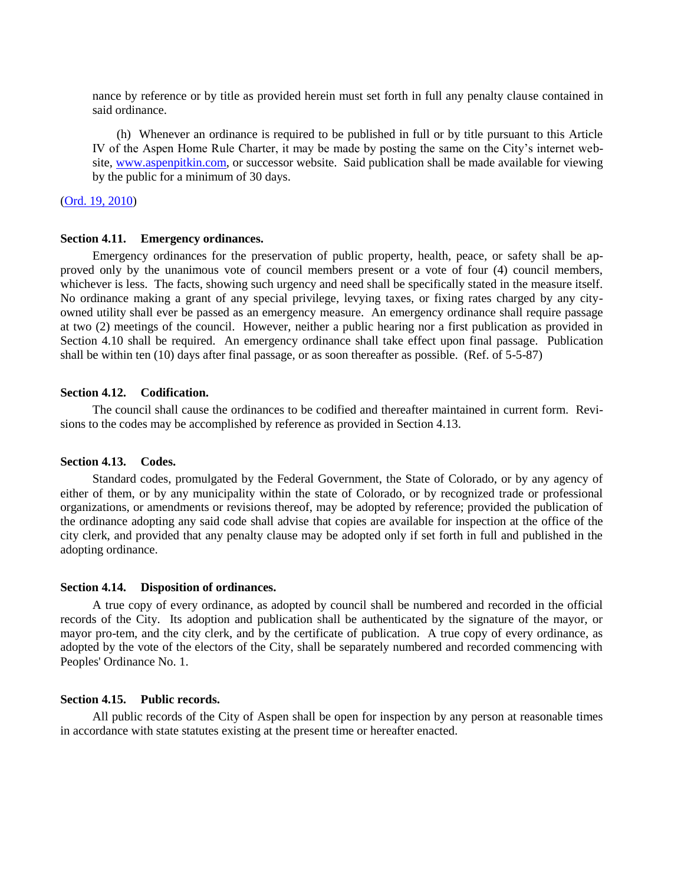nance by reference or by title as provided herein must set forth in full any penalty clause contained in said ordinance.

(h) Whenever an ordinance is required to be published in full or by title pursuant to this Article IV of the Aspen Home Rule Charter, it may be made by posting the same on the City's internet website, [www.aspenpitkin.com](http://www.aspenpitkin.com), or successor website. Said publication shall be made available for viewing by the public for a minimum of 30 days.

([Ord. 19, 2010](#))

### Section 4.11. Emergency ordinances.

Emergency ordinances for the preservation of public property, health, peace, or safety shall be approved only by the unanimous vote of council members present or a vote of four (4) council members, whichever is less. The facts, showing such urgency and need shall be specifically stated in the measure itself. No ordinance making a grant of any special privilege, levying taxes, or fixing rates charged by any city-owned utility shall ever be passed as an emergency measure. An emergency ordinance shall require passage at two (2) meetings of the council. However, neither a public hearing nor a first publication as provided in Section 4.10 shall be required. An emergency ordinance shall take effect upon final passage. Publication shall be within ten (10) days after final passage, or as soon thereafter as possible. (Ref. of 5-5-87)

### Section 4.12. Codification.

The council shall cause the ordinances to be codified and thereafter maintained in current form. Revisions to the codes may be accomplished by reference as provided in Section 4.13.

### Section 4.13. Codes.

Standard codes, promulgated by the Federal Government, the State of Colorado, or by any agency of either of them, or by any municipality within the state of Colorado, or by recognized trade or professional organizations, or amendments or revisions thereof, may be adopted by reference; provided the publication of the ordinance adopting any said code shall advise that copies are available for inspection at the office of the city clerk, and provided that any penalty clause may be adopted only if set forth in full and published in the adopting ordinance.

### Section 4.14. Disposition of ordinances.

A true copy of every ordinance, as adopted by council shall be numbered and recorded in the official records of the City. Its adoption and publication shall be authenticated by the signature of the mayor, or mayor pro-tem, and the city clerk, and by the certificate of publication. A true copy of every ordinance, as adopted by the vote of the electors of the City, shall be separately numbered and recorded commencing with Peoples' Ordinance No. 1.

### Section 4.15. Public records.

All public records of the City of Aspen shall be open for inspection by any person at reasonable times in accordance with state statutes existing at the present time or hereafter enacted.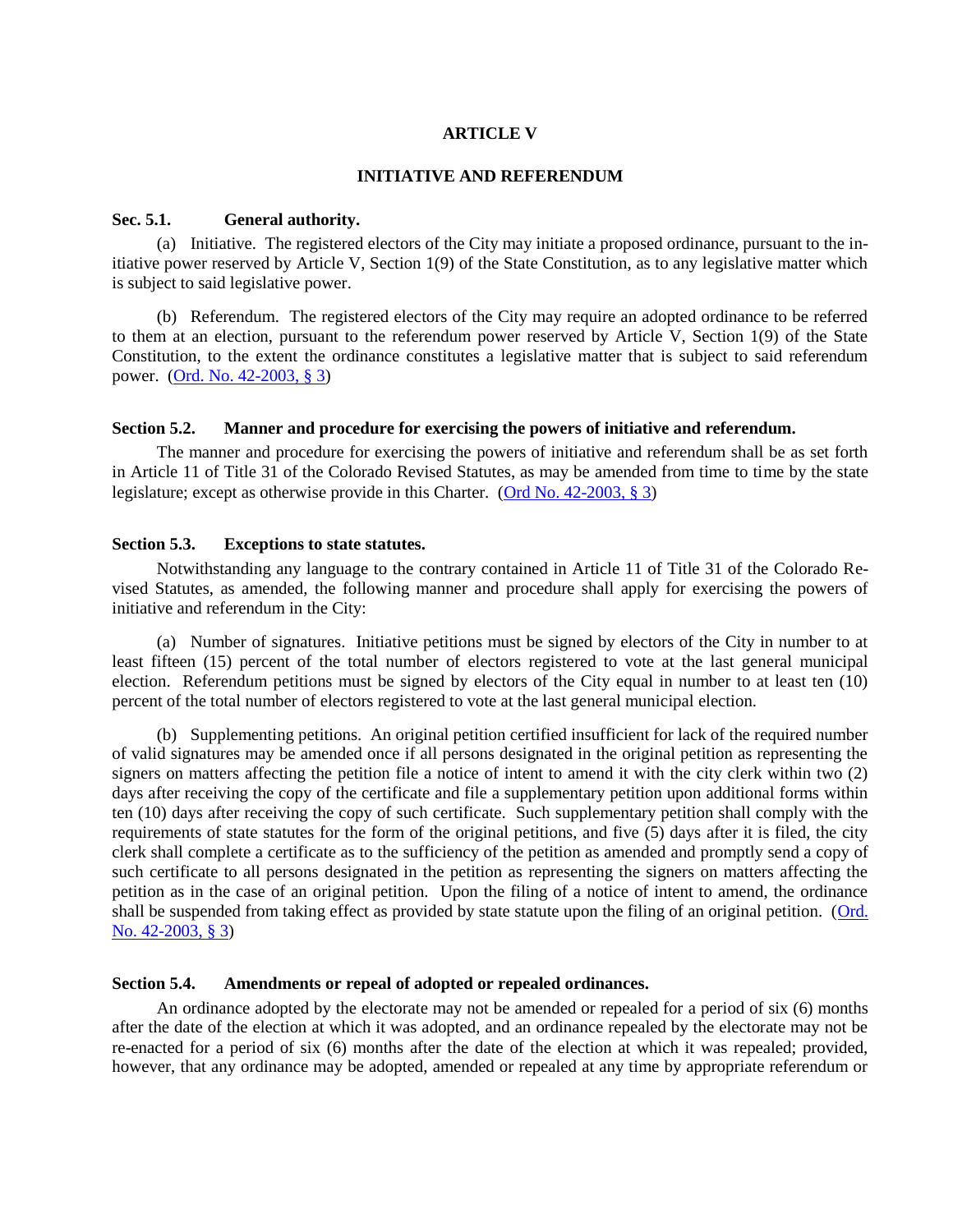## ARTICLE V

## INITIATIVE AND REFERENDUM

### Sec. 5.1. General authority.

(a) Initiative. The registered electors of the City may initiate a proposed ordinance, pursuant to the initiative power reserved by Article V, Section 1(9) of the State Constitution, as to any legislative matter which is subject to said legislative power.

(b) Referendum. The registered electors of the City may require an adopted ordinance to be referred to them at an election, pursuant to the referendum power reserved by Article V, Section 1(9) of the State Constitution, to the extent the ordinance constitutes a legislative matter that is subject to said referendum power. (Ord. No. 42-2003, § 3)

### Section 5.2. Manner and procedure for exercising the powers of initiative and referendum.

The manner and procedure for exercising the powers of initiative and referendum shall be as set forth in Article 11 of Title 31 of the Colorado Revised Statutes, as may be amended from time to time by the state legislature; except as otherwise provide in this Charter. (Ord No. 42-2003, § 3)

### Section 5.3. Exceptions to state statutes.

Notwithstanding any language to the contrary contained in Article 11 of Title 31 of the Colorado Revised Statutes, as amended, the following manner and procedure shall apply for exercising the powers of initiative and referendum in the City:

(a) Number of signatures. Initiative petitions must be signed by electors of the City in number to at least fifteen (15) percent of the total number of electors registered to vote at the last general municipal election. Referendum petitions must be signed by electors of the City equal in number to at least ten (10) percent of the total number of electors registered to vote at the last general municipal election.

(b) Supplementing petitions. An original petition certified insufficient for lack of the required number of valid signatures may be amended once if all persons designated in the original petition as representing the signers on matters affecting the petition file a notice of intent to amend it with the city clerk within two (2) days after receiving the copy of the certificate and file a supplementary petition upon additional forms within ten (10) days after receiving the copy of such certificate. Such supplementary petition shall comply with the requirements of state statutes for the form of the original petitions, and five (5) days after it is filed, the city clerk shall complete a certificate as to the sufficiency of the petition as amended and promptly send a copy of such certificate to all persons designated in the petition as representing the signers on matters affecting the petition as in the case of an original petition. Upon the filing of a notice of intent to amend, the ordinance shall be suspended from taking effect as provided by state statute upon the filing of an original petition. (Ord. No. 42-2003, § 3)

### Section 5.4. Amendments or repeal of adopted or repealed ordinances.

An ordinance adopted by the electorate may not be amended or repealed for a period of six (6) months after the date of the election at which it was adopted, and an ordinance repealed by the electorate may not be re-enacted for a period of six (6) months after the date of the election at which it was repealed; provided, however, that any ordinance may be adopted, amended or repealed at any time by appropriate referendum or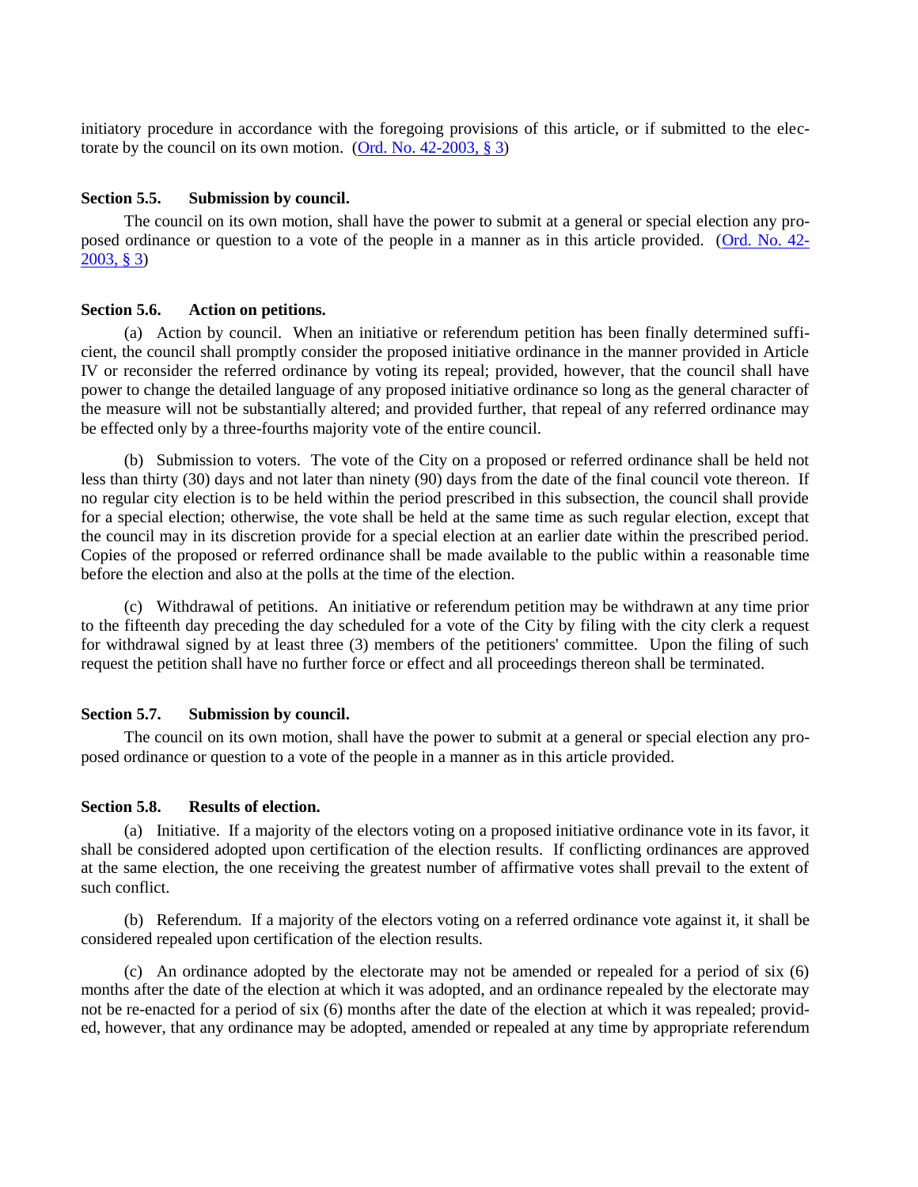initiatory procedure in accordance with the foregoing provisions of this article, or if submitted to the electorate by the council on its own motion. (Ord. No. 42-2003, § 3)

### Section 5.5. Submission by council.

The council on its own motion, shall have the power to submit at a general or special election any proposed ordinance or question to a vote of the people in a manner as in this article provided. (Ord. No. 42-2003, § 3)

### Section 5.6. Action on petitions.

(a) Action by council. When an initiative or referendum petition has been finally determined sufficient, the council shall promptly consider the proposed initiative ordinance in the manner provided in Article IV or reconsider the referred ordinance by voting its repeal; provided, however, that the council shall have power to change the detailed language of any proposed initiative ordinance so long as the general character of the measure will not be substantially altered; and provided further, that repeal of any referred ordinance may be effected only by a three-fourths majority vote of the entire council.

(b) Submission to voters. The vote of the City on a proposed or referred ordinance shall be held not less than thirty (30) days and not later than ninety (90) days from the date of the final council vote thereon. If no regular city election is to be held within the period prescribed in this subsection, the council shall provide for a special election; otherwise, the vote shall be held at the same time as such regular election, except that the council may in its discretion provide for a special election at an earlier date within the prescribed period. Copies of the proposed or referred ordinance shall be made available to the public within a reasonable time before the election and also at the polls at the time of the election.

(c) Withdrawal of petitions. An initiative or referendum petition may be withdrawn at any time prior to the fifteenth day preceding the day scheduled for a vote of the City by filing with the city clerk a request for withdrawal signed by at least three (3) members of the petitioners' committee. Upon the filing of such request the petition shall have no further force or effect and all proceedings thereon shall be terminated.

### Section 5.7. Submission by council.

The council on its own motion, shall have the power to submit at a general or special election any proposed ordinance or question to a vote of the people in a manner as in this article provided.

### Section 5.8. Results of election.

(a) Initiative. If a majority of the electors voting on a proposed initiative ordinance vote in its favor, it shall be considered adopted upon certification of the election results. If conflicting ordinances are approved at the same election, the one receiving the greatest number of affirmative votes shall prevail to the extent of such conflict.

(b) Referendum. If a majority of the electors voting on a referred ordinance vote against it, it shall be considered repealed upon certification of the election results.

(c) An ordinance adopted by the electorate may not be amended or repealed for a period of six (6) months after the date of the election at which it was adopted, and an ordinance repealed by the electorate may not be re-enacted for a period of six (6) months after the date of the election at which it was repealed; provided, however, that any ordinance may be adopted, amended or repealed at any time by appropriate referendum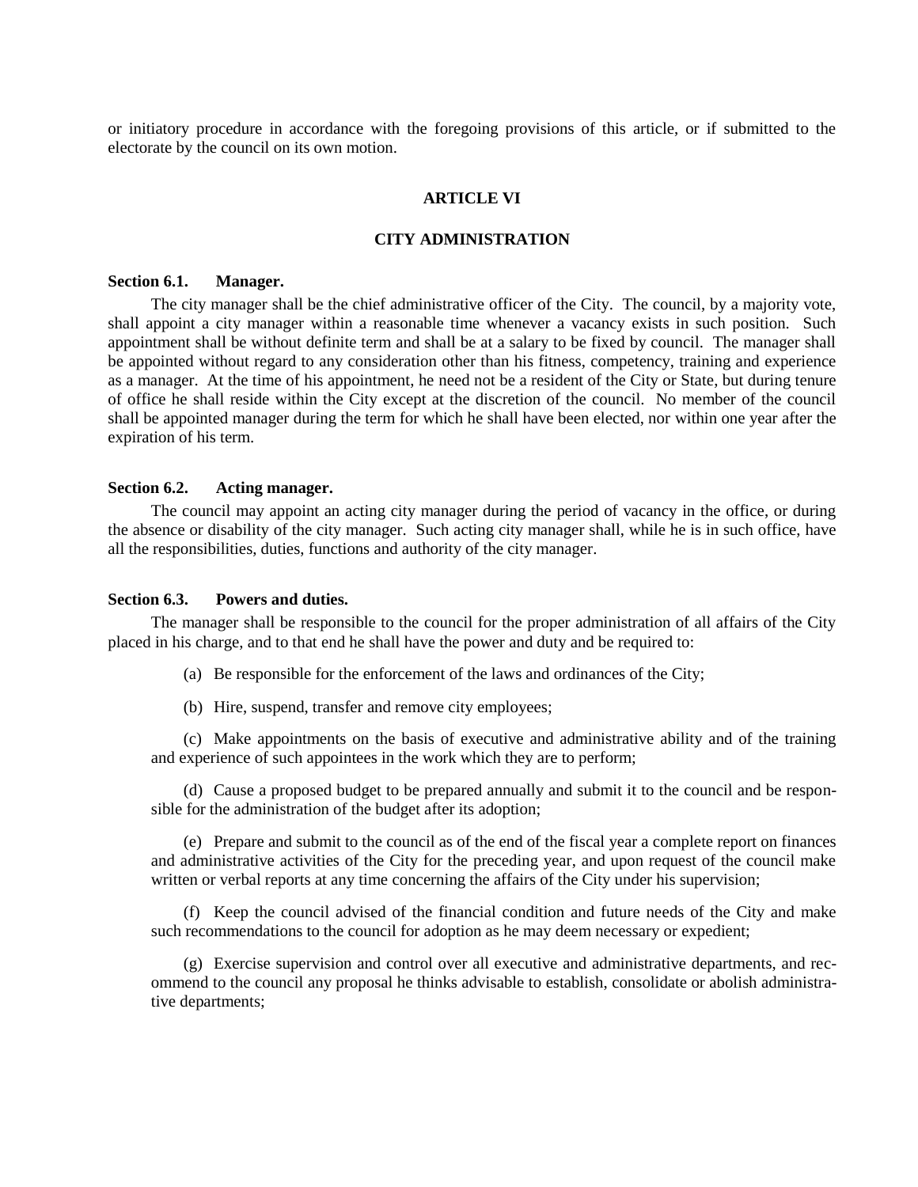or initiatory procedure in accordance with the foregoing provisions of this article, or if submitted to the electorate by the council on its own motion.

## ARTICLE VI

## CITY ADMINISTRATION

**Section 6.1. Manager.**

The city manager shall be the chief administrative officer of the City. The council, by a majority vote, shall appoint a city manager within a reasonable time whenever a vacancy exists in such position. Such appointment shall be without definite term and shall be at a salary to be fixed by council. The manager shall be appointed without regard to any consideration other than his fitness, competency, training and experience as a manager. At the time of his appointment, he need not be a resident of the City or State, but during tenure of office he shall reside within the City except at the discretion of the council. No member of the council shall be appointed manager during the term for which he shall have been elected, nor within one year after the expiration of his term.

**Section 6.2. Acting manager.**

The council may appoint an acting city manager during the period of vacancy in the office, or during the absence or disability of the city manager. Such acting city manager shall, while he is in such office, have all the responsibilities, duties, functions and authority of the city manager.

**Section 6.3. Powers and duties.**

The manager shall be responsible to the council for the proper administration of all affairs of the City placed in his charge, and to that end he shall have the power and duty and be required to:

(a) Be responsible for the enforcement of the laws and ordinances of the City;

(b) Hire, suspend, transfer and remove city employees;

(c) Make appointments on the basis of executive and administrative ability and of the training and experience of such appointees in the work which they are to perform;

(d) Cause a proposed budget to be prepared annually and submit it to the council and be responsible for the administration of the budget after its adoption;

(e) Prepare and submit to the council as of the end of the fiscal year a complete report on finances and administrative activities of the City for the preceding year, and upon request of the council make written or verbal reports at any time concerning the affairs of the City under his supervision;

(f) Keep the council advised of the financial condition and future needs of the City and make such recommendations to the council for adoption as he may deem necessary or expedient;

(g) Exercise supervision and control over all executive and administrative departments, and recommend to the council any proposal he thinks advisable to establish, consolidate or abolish administrative departments;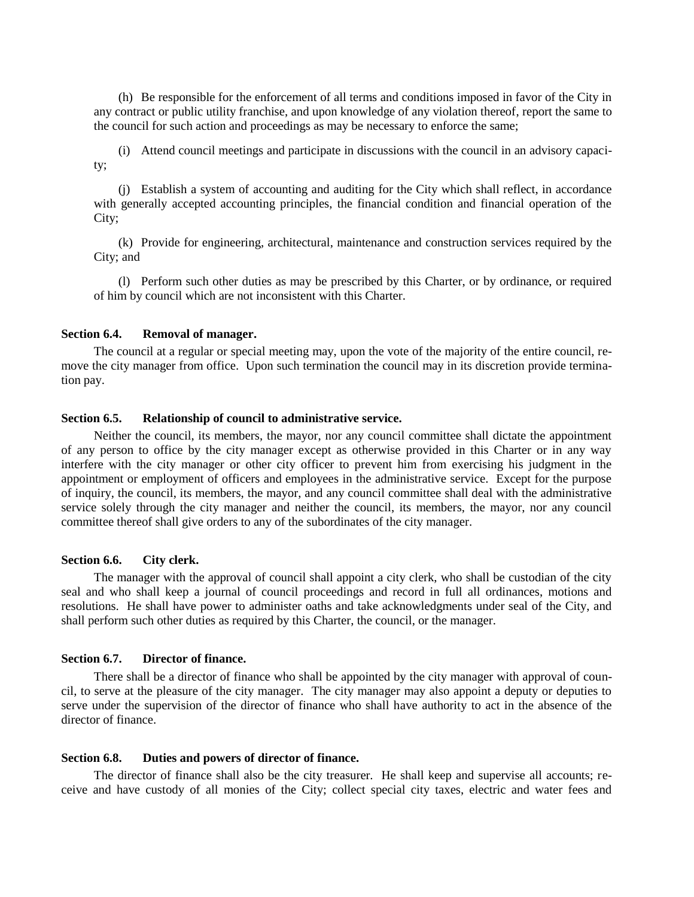(h) Be responsible for the enforcement of all terms and conditions imposed in favor of the City in any contract or public utility franchise, and upon knowledge of any violation thereof, report the same to the council for such action and proceedings as may be necessary to enforce the same;

(i) Attend council meetings and participate in discussions with the council in an advisory capacity;

(j) Establish a system of accounting and auditing for the City which shall reflect, in accordance with generally accepted accounting principles, the financial condition and financial operation of the City;

(k) Provide for engineering, architectural, maintenance and construction services required by the City; and

(l) Perform such other duties as may be prescribed by this Charter, or by ordinance, or required of him by council which are not inconsistent with this Charter.

**Section 6.4. Removal of manager.**

The council at a regular or special meeting may, upon the vote of the majority of the entire council, remove the city manager from office. Upon such termination the council may in its discretion provide termination pay.

**Section 6.5. Relationship of council to administrative service.**

Neither the council, its members, the mayor, nor any council committee shall dictate the appointment of any person to office by the city manager except as otherwise provided in this Charter or in any way interfere with the city manager or other city officer to prevent him from exercising his judgment in the appointment or employment of officers and employees in the administrative service. Except for the purpose of inquiry, the council, its members, the mayor, and any council committee shall deal with the administrative service solely through the city manager and neither the council, its members, the mayor, nor any council committee thereof shall give orders to any of the subordinates of the city manager.

**Section 6.6. City clerk.**

The manager with the approval of council shall appoint a city clerk, who shall be custodian of the city seal and who shall keep a journal of council proceedings and record in full all ordinances, motions and resolutions. He shall have power to administer oaths and take acknowledgments under seal of the City, and shall perform such other duties as required by this Charter, the council, or the manager.

**Section 6.7. Director of finance.**

There shall be a director of finance who shall be appointed by the city manager with approval of council, to serve at the pleasure of the city manager. The city manager may also appoint a deputy or deputies to serve under the supervision of the director of finance who shall have authority to act in the absence of the director of finance.

**Section 6.8. Duties and powers of director of finance.**

The director of finance shall also be the city treasurer. He shall keep and supervise all accounts; receive and have custody of all monies of the City; collect special city taxes, electric and water fees and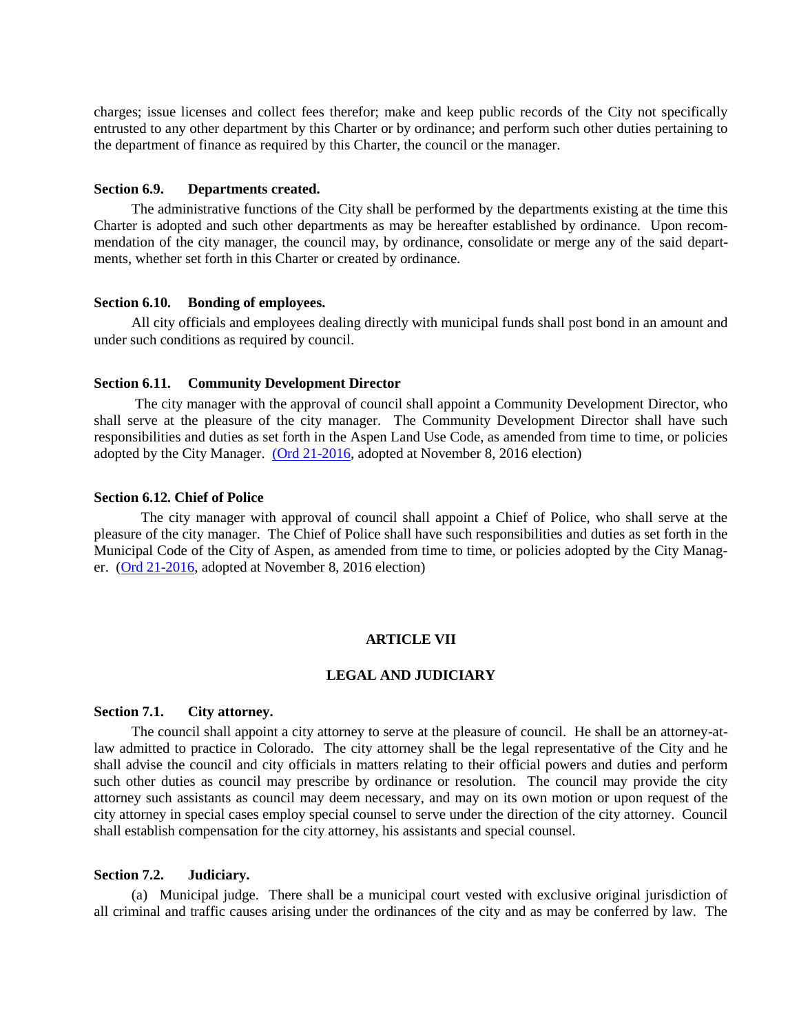charges; issue licenses and collect fees therefor; make and keep public records of the City not specifically entrusted to any other department by this Charter or by ordinance; and perform such other duties pertaining to the department of finance as required by this Charter, the council or the manager.

**Section 6.9. Departments created.**

The administrative functions of the City shall be performed by the departments existing at the time this Charter is adopted and such other departments as may be hereafter established by ordinance. Upon recommendation of the city manager, the council may, by ordinance, consolidate or merge any of the said departments, whether set forth in this Charter or created by ordinance.

**Section 6.10. Bonding of employees.**

All city officials and employees dealing directly with municipal funds shall post bond in an amount and under such conditions as required by council.

**Section 6.11. Community Development Director**

The city manager with the approval of council shall appoint a Community Development Director, who shall serve at the pleasure of the city manager. The Community Development Director shall have such responsibilities and duties as set forth in the Aspen Land Use Code, as amended from time to time, or policies adopted by the City Manager. (Ord 21-2016, adopted at November 8, 2016 election)

**Section 6.12. Chief of Police**

The city manager with approval of council shall appoint a Chief of Police, who shall serve at the pleasure of the city manager. The Chief of Police shall have such responsibilities and duties as set forth in the Municipal Code of the City of Aspen, as amended from time to time, or policies adopted by the City Manager. (Ord 21-2016, adopted at November 8, 2016 election)

## ARTICLE VII

## LEGAL AND JUDICIARY

**Section 7.1. City attorney.**

The council shall appoint a city attorney to serve at the pleasure of council. He shall be an attorney-at-law admitted to practice in Colorado. The city attorney shall be the legal representative of the City and he shall advise the council and city officials in matters relating to their official powers and duties and perform such other duties as council may prescribe by ordinance or resolution. The council may provide the city attorney such assistants as council may deem necessary, and may on its own motion or upon request of the city attorney in special cases employ special counsel to serve under the direction of the city attorney. Council shall establish compensation for the city attorney, his assistants and special counsel.

**Section 7.2. Judiciary.**

(a) Municipal judge. There shall be a municipal court vested with exclusive original jurisdiction of all criminal and traffic causes arising under the ordinances of the city and as may be conferred by law. The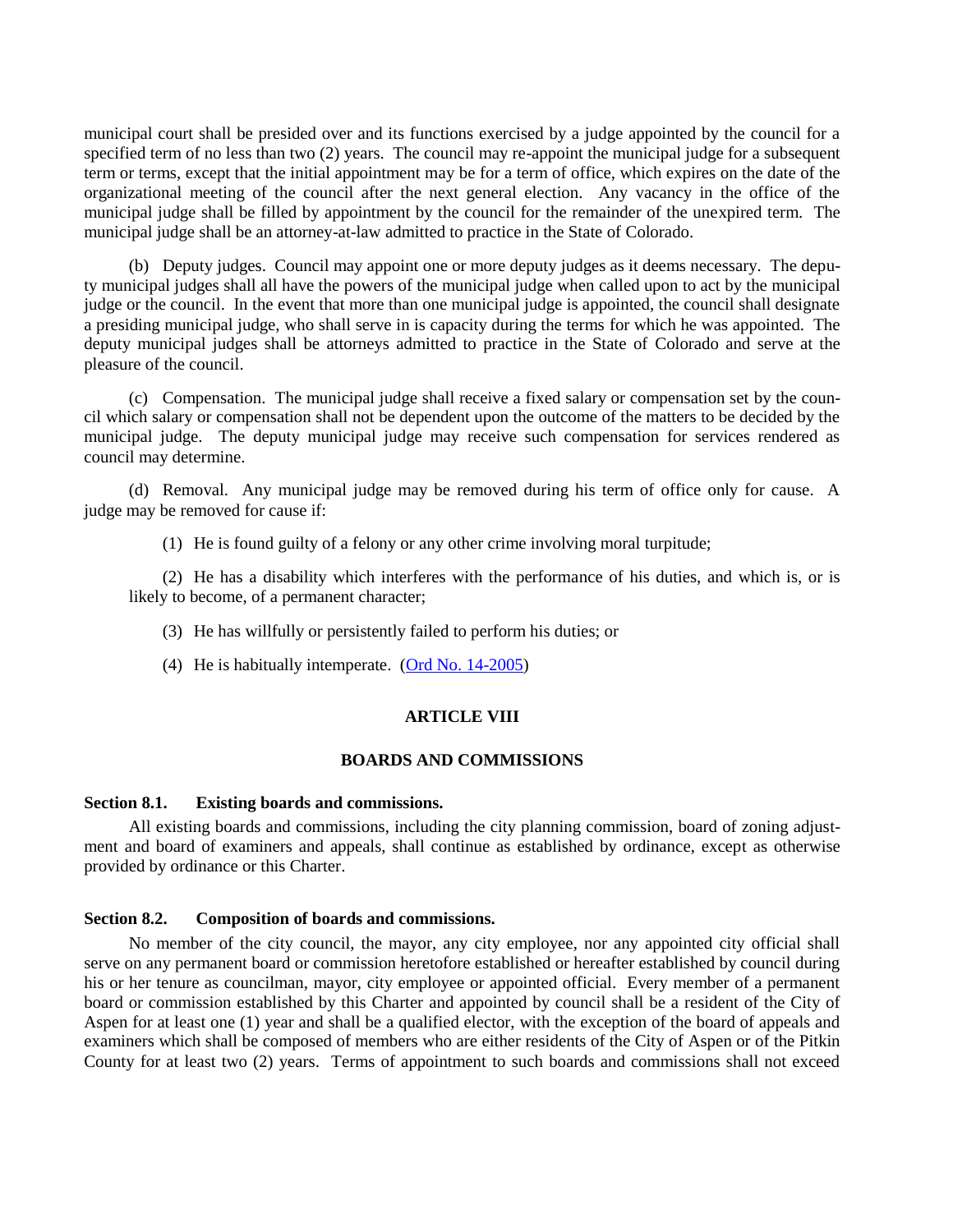municipal court shall be presided over and its functions exercised by a judge appointed by the council for a specified term of no less than two (2) years. The council may re-appoint the municipal judge for a subsequent term or terms, except that the initial appointment may be for a term of office, which expires on the date of the organizational meeting of the council after the next general election. Any vacancy in the office of the municipal judge shall be filled by appointment by the council for the remainder of the unexpired term. The municipal judge shall be an attorney-at-law admitted to practice in the State of Colorado.

(b) Deputy judges. Council may appoint one or more deputy judges as it deems necessary. The deputy municipal judges shall all have the powers of the municipal judge when called upon to act by the municipal judge or the council. In the event that more than one municipal judge is appointed, the council shall designate a presiding municipal judge, who shall serve in is capacity during the terms for which he was appointed. The deputy municipal judges shall be attorneys admitted to practice in the State of Colorado and serve at the pleasure of the council.

(c) Compensation. The municipal judge shall receive a fixed salary or compensation set by the council which salary or compensation shall not be dependent upon the outcome of the matters to be decided by the municipal judge. The deputy municipal judge may receive such compensation for services rendered as council may determine.

(d) Removal. Any municipal judge may be removed during his term of office only for cause. A judge may be removed for cause if:

(1) He is found guilty of a felony or any other crime involving moral turpitude;

(2) He has a disability which interferes with the performance of his duties, and which is, or is likely to become, of a permanent character;

(3) He has willfully or persistently failed to perform his duties; or

(4) He is habitually intemperate. (Ord No. 14-2005)

## ARTICLE VIII

## BOARDS AND COMMISSIONS

**Section 8.1. Existing boards and commissions.**

All existing boards and commissions, including the city planning commission, board of zoning adjustment and board of examiners and appeals, shall continue as established by ordinance, except as otherwise provided by ordinance or this Charter.

**Section 8.2. Composition of boards and commissions.**

No member of the city council, the mayor, any city employee, nor any appointed city official shall serve on any permanent board or commission heretofore established or hereafter established by council during his or her tenure as councilman, mayor, city employee or appointed official. Every member of a permanent board or commission established by this Charter and appointed by council shall be a resident of the City of Aspen for at least one (1) year and shall be a qualified elector, with the exception of the board of appeals and examiners which shall be composed of members who are either residents of the City of Aspen or of the Pitkin County for at least two (2) years. Terms of appointment to such boards and commissions shall not exceed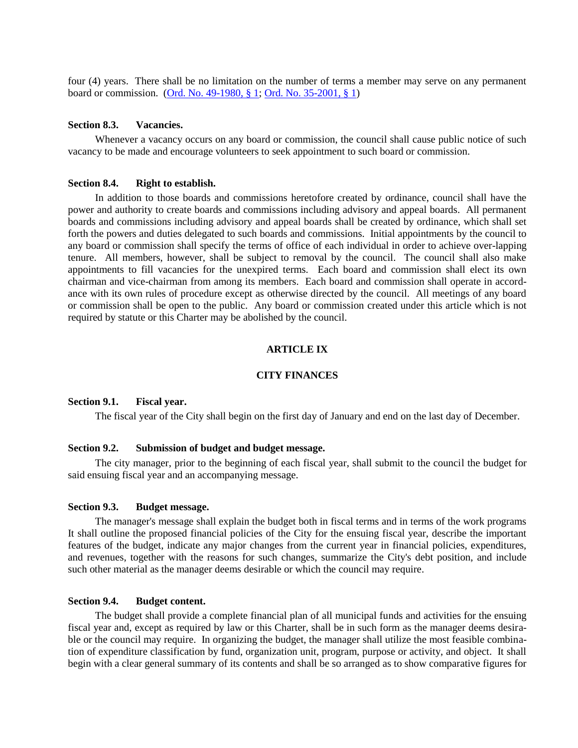four (4) years. There shall be no limitation on the number of terms a member may serve on any permanent board or commission. (Ord. No. 49-1980, § 1; Ord. No. 35-2001, § 1)

**Section 8.3. Vacancies.**

Whenever a vacancy occurs on any board or commission, the council shall cause public notice of such vacancy to be made and encourage volunteers to seek appointment to such board or commission.

**Section 8.4. Right to establish.**

In addition to those boards and commissions heretofore created by ordinance, council shall have the power and authority to create boards and commissions including advisory and appeal boards. All permanent boards and commissions including advisory and appeal boards shall be created by ordinance, which shall set forth the powers and duties delegated to such boards and commissions. Initial appointments by the council to any board or commission shall specify the terms of office of each individual in order to achieve over-lapping tenure. All members, however, shall be subject to removal by the council. The council shall also make appointments to fill vacancies for the unexpired terms. Each board and commission shall elect its own chairman and vice-chairman from among its members. Each board and commission shall operate in accordance with its own rules of procedure except as otherwise directed by the council. All meetings of any board or commission shall be open to the public. Any board or commission created under this article which is not required by statute or this Charter may be abolished by the council.

## ARTICLE IX

## CITY FINANCES

**Section 9.1. Fiscal year.**

The fiscal year of the City shall begin on the first day of January and end on the last day of December.

**Section 9.2. Submission of budget and budget message.**

The city manager, prior to the beginning of each fiscal year, shall submit to the council the budget for said ensuing fiscal year and an accompanying message.

**Section 9.3. Budget message.**

The manager's message shall explain the budget both in fiscal terms and in terms of the work programs It shall outline the proposed financial policies of the City for the ensuing fiscal year, describe the important features of the budget, indicate any major changes from the current year in financial policies, expenditures, and revenues, together with the reasons for such changes, summarize the City's debt position, and include such other material as the manager deems desirable or which the council may require.

**Section 9.4. Budget content.**

The budget shall provide a complete financial plan of all municipal funds and activities for the ensuing fiscal year and, except as required by law or this Charter, shall be in such form as the manager deems desirable or the council may require. In organizing the budget, the manager shall utilize the most feasible combination of expenditure classification by fund, organization unit, program, purpose or activity, and object. It shall begin with a clear general summary of its contents and shall be so arranged as to show comparative figures for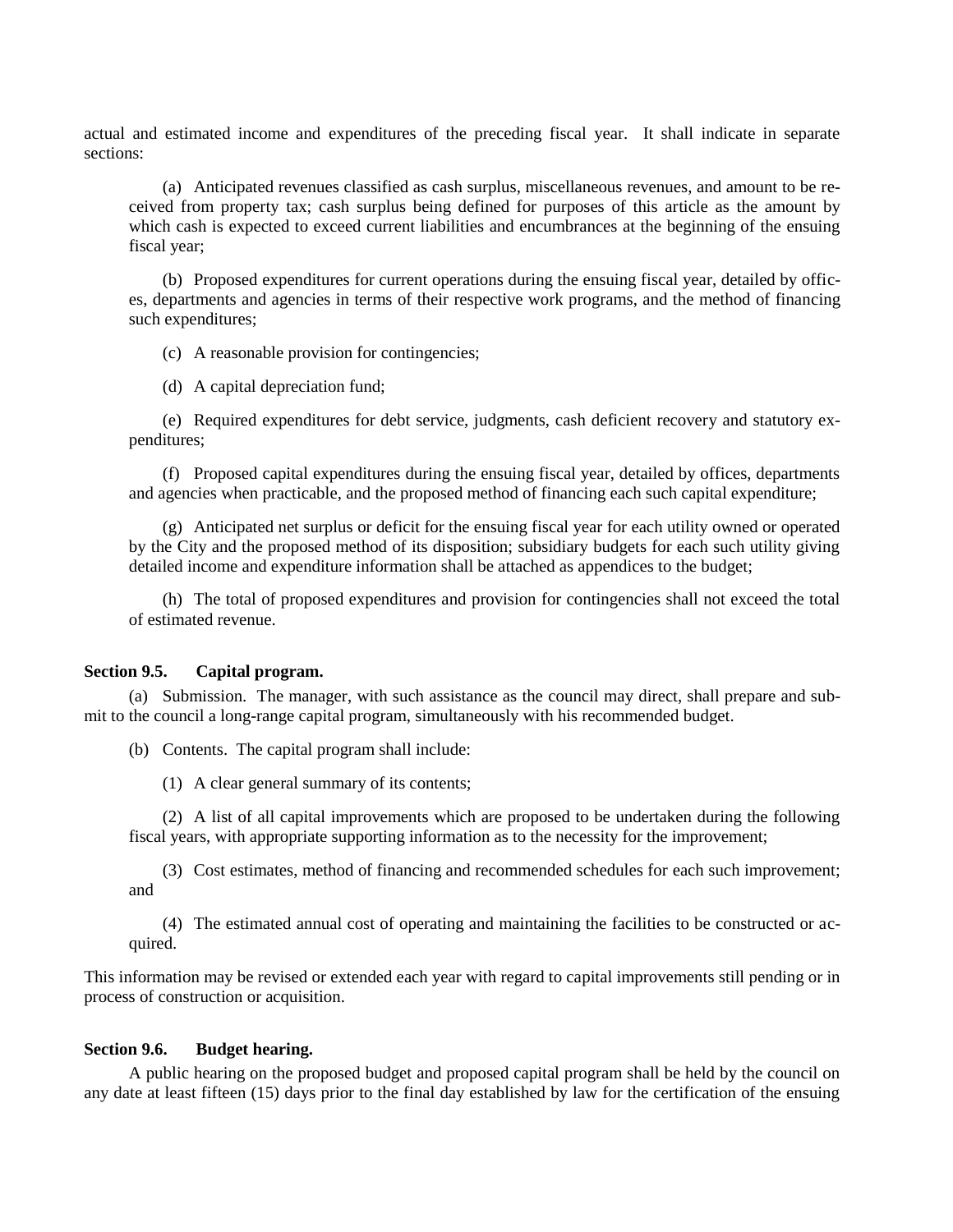actual and estimated income and expenditures of the preceding fiscal year. It shall indicate in separate sections:

(a) Anticipated revenues classified as cash surplus, miscellaneous revenues, and amount to be received from property tax; cash surplus being defined for purposes of this article as the amount by which cash is expected to exceed current liabilities and encumbrances at the beginning of the ensuing fiscal year;

(b) Proposed expenditures for current operations during the ensuing fiscal year, detailed by offices, departments and agencies in terms of their respective work programs, and the method of financing such expenditures;

(c) A reasonable provision for contingencies;

(d) A capital depreciation fund;

(e) Required expenditures for debt service, judgments, cash deficient recovery and statutory expenditures;

(f) Proposed capital expenditures during the ensuing fiscal year, detailed by offices, departments and agencies when practicable, and the proposed method of financing each such capital expenditure;

(g) Anticipated net surplus or deficit for the ensuing fiscal year for each utility owned or operated by the City and the proposed method of its disposition; subsidiary budgets for each such utility giving detailed income and expenditure information shall be attached as appendices to the budget;

(h) The total of proposed expenditures and provision for contingencies shall not exceed the total of estimated revenue.

**Section 9.5. Capital program.**

(a) Submission. The manager, with such assistance as the council may direct, shall prepare and submit to the council a long-range capital program, simultaneously with his recommended budget.

(b) Contents. The capital program shall include:

(1) A clear general summary of its contents;

(2) A list of all capital improvements which are proposed to be undertaken during the following fiscal years, with appropriate supporting information as to the necessity for the improvement;

(3) Cost estimates, method of financing and recommended schedules for each such improvement; and

(4) The estimated annual cost of operating and maintaining the facilities to be constructed or acquired.

This information may be revised or extended each year with regard to capital improvements still pending or in process of construction or acquisition.

**Section 9.6. Budget hearing.**

A public hearing on the proposed budget and proposed capital program shall be held by the council on any date at least fifteen (15) days prior to the final day established by law for the certification of the ensuing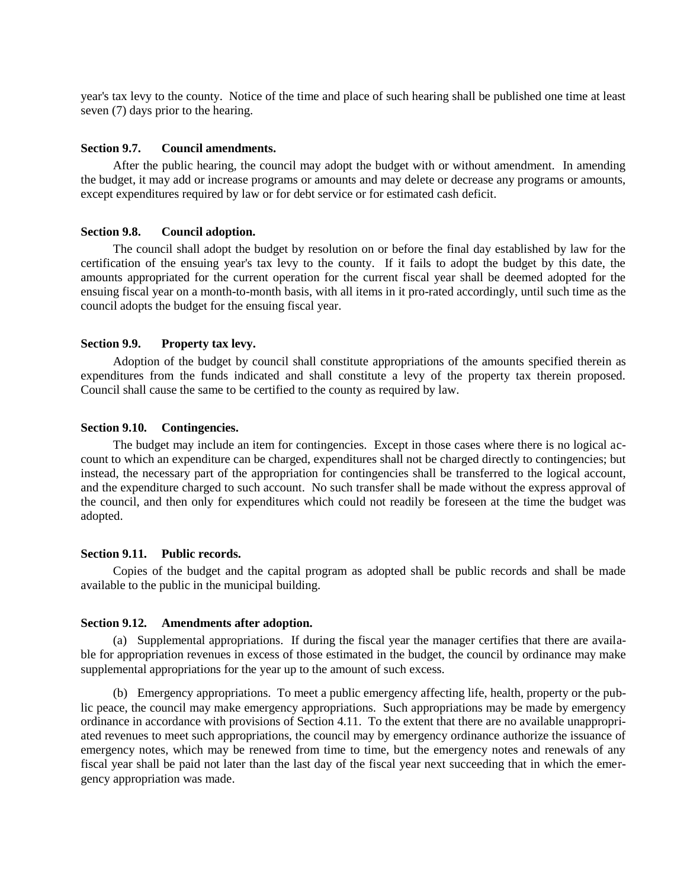year's tax levy to the county. Notice of the time and place of such hearing shall be published one time at least seven (7) days prior to the hearing.

**Section 9.7. Council amendments.**

After the public hearing, the council may adopt the budget with or without amendment. In amending the budget, it may add or increase programs or amounts and may delete or decrease any programs or amounts, except expenditures required by law or for debt service or for estimated cash deficit.

**Section 9.8. Council adoption.**

The council shall adopt the budget by resolution on or before the final day established by law for the certification of the ensuing year's tax levy to the county. If it fails to adopt the budget by this date, the amounts appropriated for the current operation for the current fiscal year shall be deemed adopted for the ensuing fiscal year on a month-to-month basis, with all items in it pro-rated accordingly, until such time as the council adopts the budget for the ensuing fiscal year.

**Section 9.9. Property tax levy.**

Adoption of the budget by council shall constitute appropriations of the amounts specified therein as expenditures from the funds indicated and shall constitute a levy of the property tax therein proposed. Council shall cause the same to be certified to the county as required by law.

**Section 9.10. Contingencies.**

The budget may include an item for contingencies. Except in those cases where there is no logical account to which an expenditure can be charged, expenditures shall not be charged directly to contingencies; but instead, the necessary part of the appropriation for contingencies shall be transferred to the logical account, and the expenditure charged to such account. No such transfer shall be made without the express approval of the council, and then only for expenditures which could not readily be foreseen at the time the budget was adopted.

**Section 9.11. Public records.**

Copies of the budget and the capital program as adopted shall be public records and shall be made available to the public in the municipal building.

**Section 9.12. Amendments after adoption.**

(a) Supplemental appropriations. If during the fiscal year the manager certifies that there are available for appropriation revenues in excess of those estimated in the budget, the council by ordinance may make supplemental appropriations for the year up to the amount of such excess.

(b) Emergency appropriations. To meet a public emergency affecting life, health, property or the public peace, the council may make emergency appropriations. Such appropriations may be made by emergency ordinance in accordance with provisions of Section 4.11. To the extent that there are no available unappropriated revenues to meet such appropriations, the council may by emergency ordinance authorize the issuance of emergency notes, which may be renewed from time to time, but the emergency notes and renewals of any fiscal year shall be paid not later than the last day of the fiscal year next succeeding that in which the emergency appropriation was made.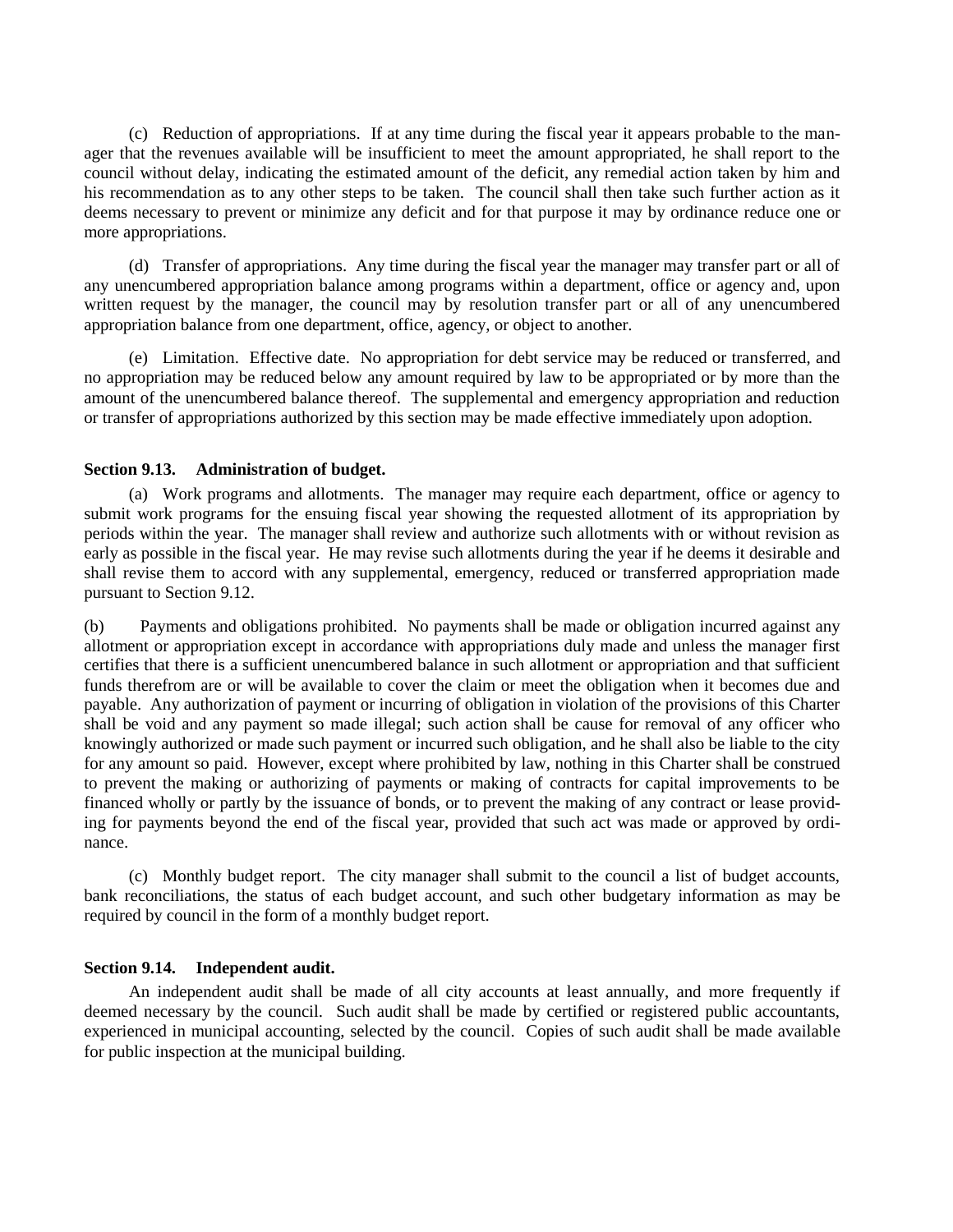(c) Reduction of appropriations. If at any time during the fiscal year it appears probable to the manager that the revenues available will be insufficient to meet the amount appropriated, he shall report to the council without delay, indicating the estimated amount of the deficit, any remedial action taken by him and his recommendation as to any other steps to be taken. The council shall then take such further action as it deems necessary to prevent or minimize any deficit and for that purpose it may by ordinance reduce one or more appropriations.

(d) Transfer of appropriations. Any time during the fiscal year the manager may transfer part or all of any unencumbered appropriation balance among programs within a department, office or agency and, upon written request by the manager, the council may by resolution transfer part or all of any unencumbered appropriation balance from one department, office, agency, or object to another.

(e) Limitation. Effective date. No appropriation for debt service may be reduced or transferred, and no appropriation may be reduced below any amount required by law to be appropriated or by more than the amount of the unencumbered balance thereof. The supplemental and emergency appropriation and reduction or transfer of appropriations authorized by this section may be made effective immediately upon adoption.

**Section 9.13. Administration of budget.**

(a) Work programs and allotments. The manager may require each department, office or agency to submit work programs for the ensuing fiscal year showing the requested allotment of its appropriation by periods within the year. The manager shall review and authorize such allotments with or without revision as early as possible in the fiscal year. He may revise such allotments during the year if he deems it desirable and shall revise them to accord with any supplemental, emergency, reduced or transferred appropriation made pursuant to Section 9.12.

(b) Payments and obligations prohibited. No payments shall be made or obligation incurred against any allotment or appropriation except in accordance with appropriations duly made and unless the manager first certifies that there is a sufficient unencumbered balance in such allotment or appropriation and that sufficient funds therefrom are or will be available to cover the claim or meet the obligation when it becomes due and payable. Any authorization of payment or incurring of obligation in violation of the provisions of this Charter shall be void and any payment so made illegal; such action shall be cause for removal of any officer who knowingly authorized or made such payment or incurred such obligation, and he shall also be liable to the city for any amount so paid. However, except where prohibited by law, nothing in this Charter shall be construed to prevent the making or authorizing of payments or making of contracts for capital improvements to be financed wholly or partly by the issuance of bonds, or to prevent the making of any contract or lease providing for payments beyond the end of the fiscal year, provided that such act was made or approved by ordinance.

(c) Monthly budget report. The city manager shall submit to the council a list of budget accounts, bank reconciliations, the status of each budget account, and such other budgetary information as may be required by council in the form of a monthly budget report.

**Section 9.14. Independent audit.**

An independent audit shall be made of all city accounts at least annually, and more frequently if deemed necessary by the council. Such audit shall be made by certified or registered public accountants, experienced in municipal accounting, selected by the council. Copies of such audit shall be made available for public inspection at the municipal building.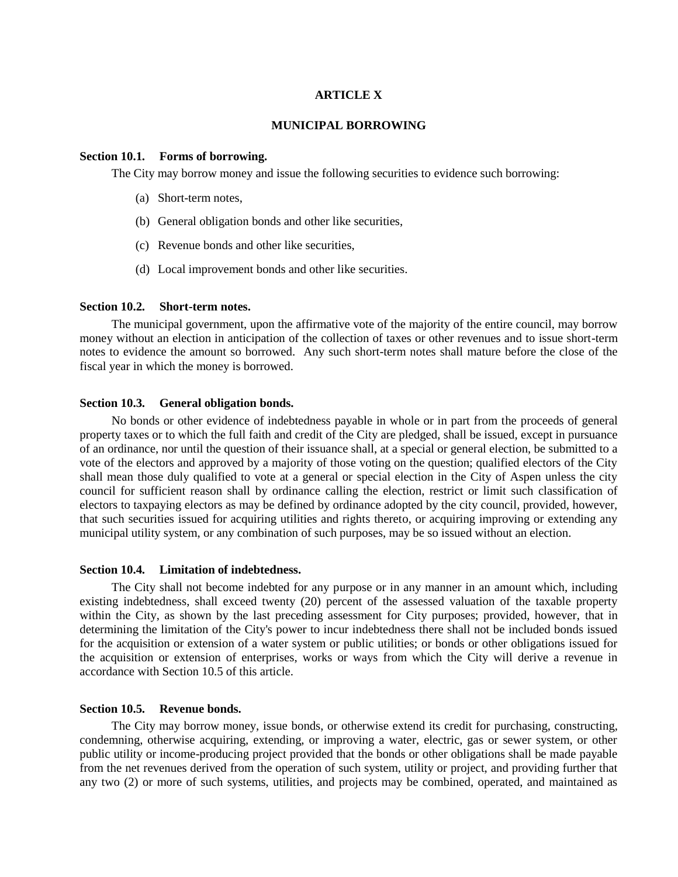# ARTICLE X

## MUNICIPAL BORROWING

**Section 10.1. Forms of borrowing.**

The City may borrow money and issue the following securities to evidence such borrowing:

(a) Short-term notes,

(b) General obligation bonds and other like securities,

(c) Revenue bonds and other like securities,

(d) Local improvement bonds and other like securities.

**Section 10.2. Short-term notes.**

The municipal government, upon the affirmative vote of the majority of the entire council, may borrow money without an election in anticipation of the collection of taxes or other revenues and to issue short-term notes to evidence the amount so borrowed. Any such short-term notes shall mature before the close of the fiscal year in which the money is borrowed.

**Section 10.3. General obligation bonds.**

No bonds or other evidence of indebtedness payable in whole or in part from the proceeds of general property taxes or to which the full faith and credit of the City are pledged, shall be issued, except in pursuance of an ordinance, nor until the question of their issuance shall, at a special or general election, be submitted to a vote of the electors and approved by a majority of those voting on the question; qualified electors of the City shall mean those duly qualified to vote at a general or special election in the City of Aspen unless the city council for sufficient reason shall by ordinance calling the election, restrict or limit such classification of electors to taxpaying electors as may be defined by ordinance adopted by the city council, provided, however, that such securities issued for acquiring utilities and rights thereto, or acquiring improving or extending any municipal utility system, or any combination of such purposes, may be so issued without an election.

**Section 10.4. Limitation of indebtedness.**

The City shall not become indebted for any purpose or in any manner in an amount which, including existing indebtedness, shall exceed twenty (20) percent of the assessed valuation of the taxable property within the City, as shown by the last preceding assessment for City purposes; provided, however, that in determining the limitation of the City's power to incur indebtedness there shall not be included bonds issued for the acquisition or extension of a water system or public utilities; or bonds or other obligations issued for the acquisition or extension of enterprises, works or ways from which the City will derive a revenue in accordance with Section 10.5 of this article.

**Section 10.5. Revenue bonds.**

The City may borrow money, issue bonds, or otherwise extend its credit for purchasing, constructing, condemning, otherwise acquiring, extending, or improving a water, electric, gas or sewer system, or other public utility or income-producing project provided that the bonds or other obligations shall be made payable from the net revenues derived from the operation of such system, utility or project, and providing further that any two (2) or more of such systems, utilities, and projects may be combined, operated, and maintained as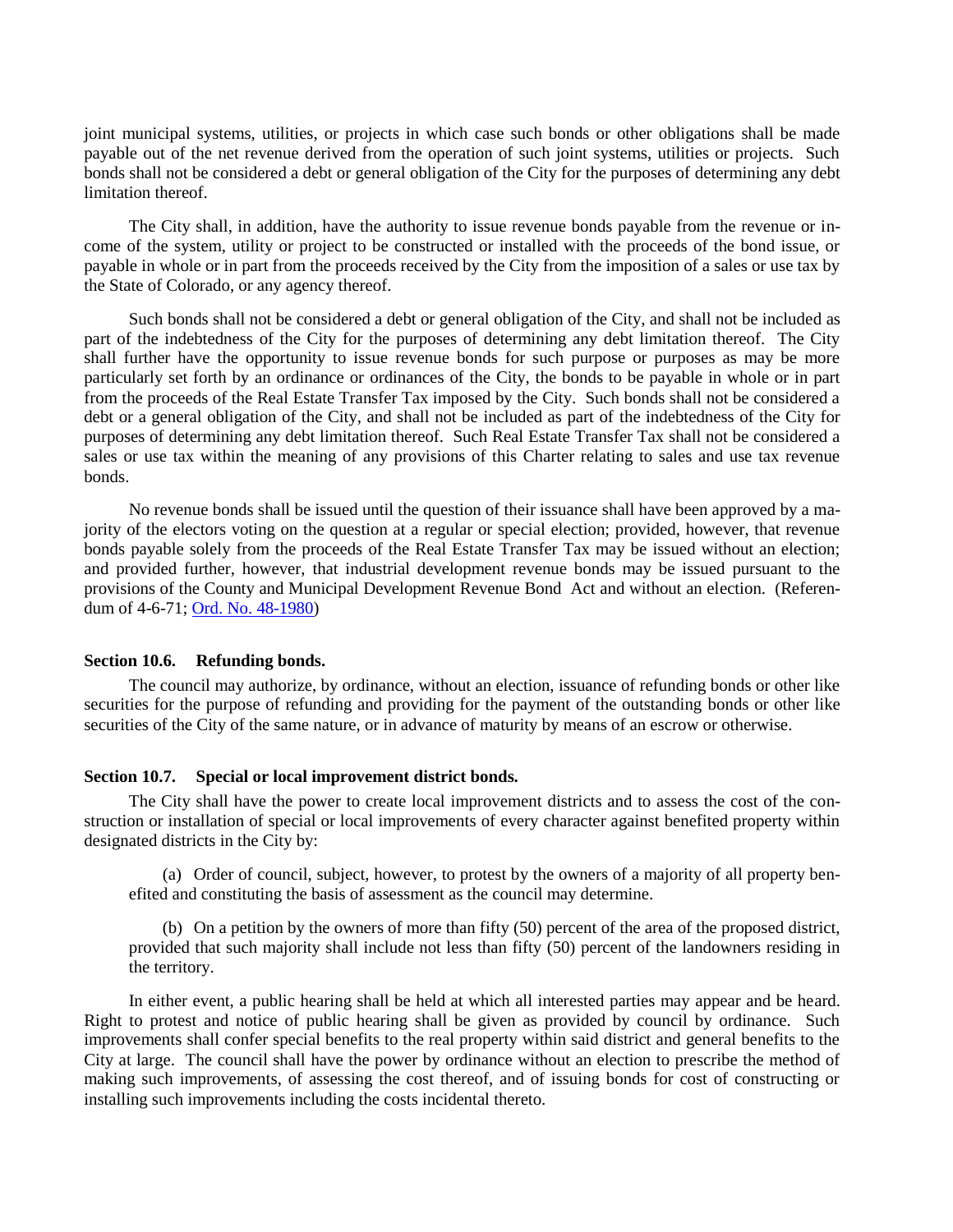joint municipal systems, utilities, or projects in which case such bonds or other obligations shall be made payable out of the net revenue derived from the operation of such joint systems, utilities or projects. Such bonds shall not be considered a debt or general obligation of the City for the purposes of determining any debt limitation thereof.

The City shall, in addition, have the authority to issue revenue bonds payable from the revenue or income of the system, utility or project to be constructed or installed with the proceeds of the bond issue, or payable in whole or in part from the proceeds received by the City from the imposition of a sales or use tax by the State of Colorado, or any agency thereof.

Such bonds shall not be considered a debt or general obligation of the City, and shall not be included as part of the indebtedness of the City for the purposes of determining any debt limitation thereof. The City shall further have the opportunity to issue revenue bonds for such purpose or purposes as may be more particularly set forth by an ordinance or ordinances of the City, the bonds to be payable in whole or in part from the proceeds of the Real Estate Transfer Tax imposed by the City. Such bonds shall not be considered a debt or a general obligation of the City, and shall not be included as part of the indebtedness of the City for purposes of determining any debt limitation thereof. Such Real Estate Transfer Tax shall not be considered a sales or use tax within the meaning of any provisions of this Charter relating to sales and use tax revenue bonds.

No revenue bonds shall be issued until the question of their issuance shall have been approved by a majority of the electors voting on the question at a regular or special election; provided, however, that revenue bonds payable solely from the proceeds of the Real Estate Transfer Tax may be issued without an election; and provided further, however, that industrial development revenue bonds may be issued pursuant to the provisions of the County and Municipal Development Revenue Bond Act and without an election. (Referendum of 4-6-71; Ord. No. 48-1980)

### Section 10.6. Refunding bonds.

The council may authorize, by ordinance, without an election, issuance of refunding bonds or other like securities for the purpose of refunding and providing for the payment of the outstanding bonds or other like securities of the City of the same nature, or in advance of maturity by means of an escrow or otherwise.

### Section 10.7. Special or local improvement district bonds.

The City shall have the power to create local improvement districts and to assess the cost of the construction or installation of special or local improvements of every character against benefited property within designated districts in the City by:

(a) Order of council, subject, however, to protest by the owners of a majority of all property benefited and constituting the basis of assessment as the council may determine.

(b) On a petition by the owners of more than fifty (50) percent of the area of the proposed district, provided that such majority shall include not less than fifty (50) percent of the landowners residing in the territory.

In either event, a public hearing shall be held at which all interested parties may appear and be heard. Right to protest and notice of public hearing shall be given as provided by council by ordinance. Such improvements shall confer special benefits to the real property within said district and general benefits to the City at large. The council shall have the power by ordinance without an election to prescribe the method of making such improvements, of assessing the cost thereof, and of issuing bonds for cost of constructing or installing such improvements including the costs incidental thereto.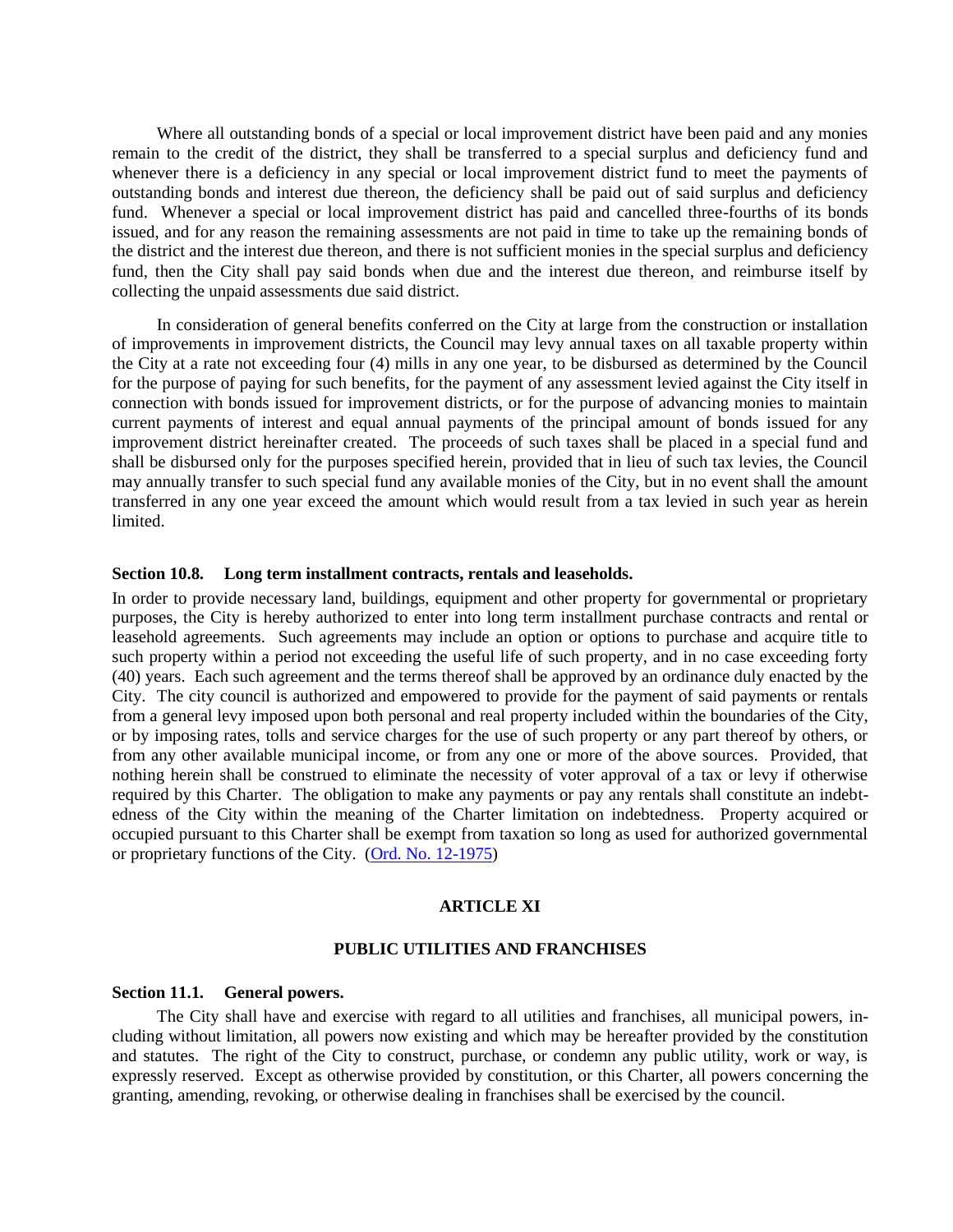Where all outstanding bonds of a special or local improvement district have been paid and any monies remain to the credit of the district, they shall be transferred to a special surplus and deficiency fund and whenever there is a deficiency in any special or local improvement district fund to meet the payments of outstanding bonds and interest due thereon, the deficiency shall be paid out of said surplus and deficiency fund. Whenever a special or local improvement district has paid and cancelled three-fourths of its bonds issued, and for any reason the remaining assessments are not paid in time to take up the remaining bonds of the district and the interest due thereon, and there is not sufficient monies in the special surplus and deficiency fund, then the City shall pay said bonds when due and the interest due thereon, and reimburse itself by collecting the unpaid assessments due said district.

In consideration of general benefits conferred on the City at large from the construction or installation of improvements in improvement districts, the Council may levy annual taxes on all taxable property within the City at a rate not exceeding four (4) mills in any one year, to be disbursed as determined by the Council for the purpose of paying for such benefits, for the payment of any assessment levied against the City itself in connection with bonds issued for improvement districts, or for the purpose of advancing monies to maintain current payments of interest and equal annual payments of the principal amount of bonds issued for any improvement district hereinafter created. The proceeds of such taxes shall be placed in a special fund and shall be disbursed only for the purposes specified herein, provided that in lieu of such tax levies, the Council may annually transfer to such special fund any available monies of the City, but in no event shall the amount transferred in any one year exceed the amount which would result from a tax levied in such year as herein limited.

**Section 10.8. Long term installment contracts, rentals and leaseholds.**

In order to provide necessary land, buildings, equipment and other property for governmental or proprietary purposes, the City is hereby authorized to enter into long term installment purchase contracts and rental or leasehold agreements. Such agreements may include an option or options to purchase and acquire title to such property within a period not exceeding the useful life of such property, and in no case exceeding forty (40) years. Each such agreement and the terms thereof shall be approved by an ordinance duly enacted by the City. The city council is authorized and empowered to provide for the payment of said payments or rentals from a general levy imposed upon both personal and real property included within the boundaries of the City, or by imposing rates, tolls and service charges for the use of such property or any part thereof by others, or from any other available municipal income, or from any one or more of the above sources. Provided, that nothing herein shall be construed to eliminate the necessity of voter approval of a tax or levy if otherwise required by this Charter. The obligation to make any payments or pay any rentals shall constitute an indebtedness of the City within the meaning of the Charter limitation on indebtedness. Property acquired or occupied pursuant to this Charter shall be exempt from taxation so long as used for authorized governmental or proprietary functions of the City. (Ord. No. 12-1975)

## ARTICLE XI

## PUBLIC UTILITIES AND FRANCHISES

**Section 11.1. General powers.**

The City shall have and exercise with regard to all utilities and franchises, all municipal powers, including without limitation, all powers now existing and which may be hereafter provided by the constitution and statutes. The right of the City to construct, purchase, or condemn any public utility, work or way, is expressly reserved. Except as otherwise provided by constitution, or this Charter, all powers concerning the granting, amending, revoking, or otherwise dealing in franchises shall be exercised by the council.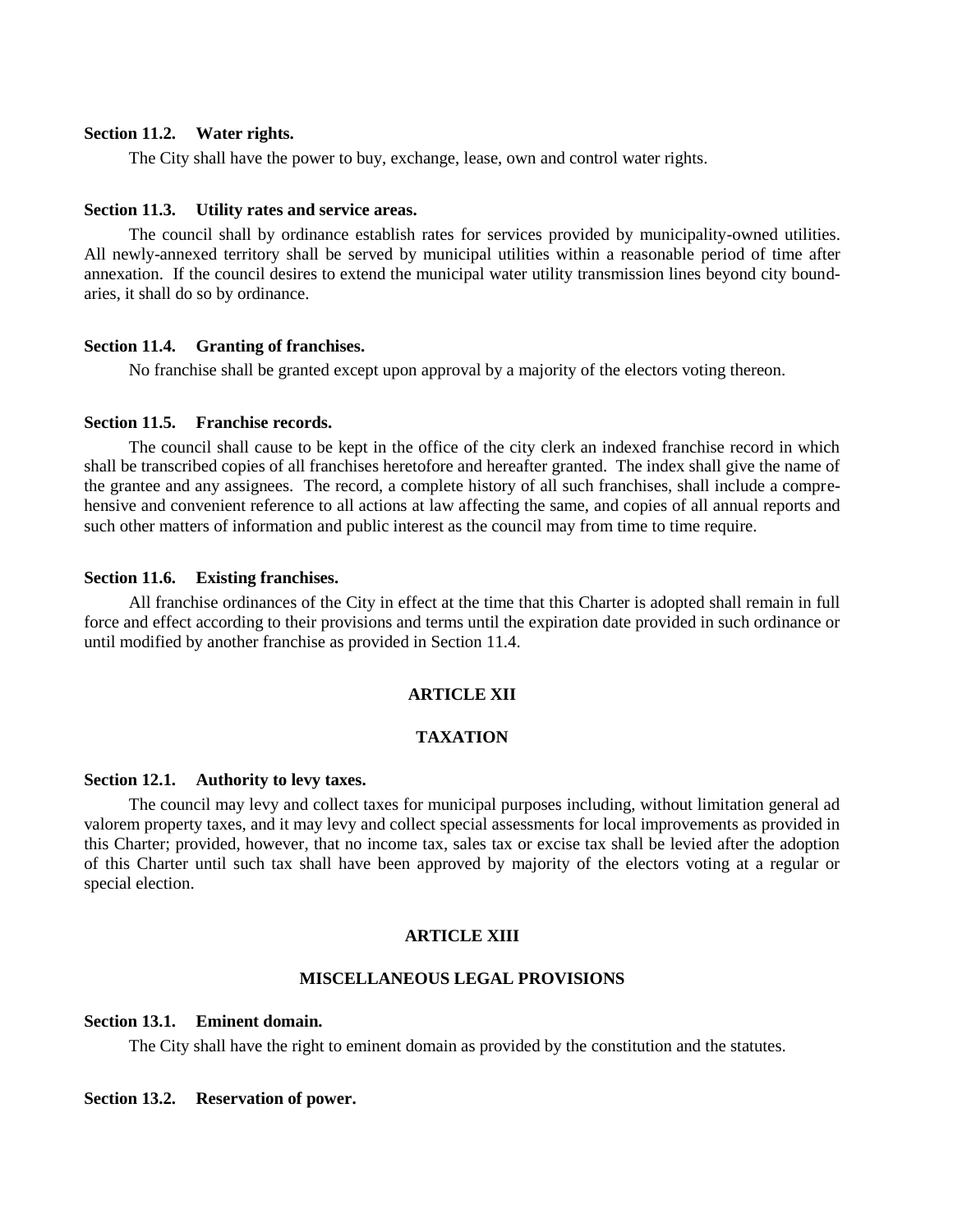**Section 11.2. Water rights.**

The City shall have the power to buy, exchange, lease, own and control water rights.

**Section 11.3. Utility rates and service areas.**

The council shall by ordinance establish rates for services provided by municipality-owned utilities. All newly-annexed territory shall be served by municipal utilities within a reasonable period of time after annexation. If the council desires to extend the municipal water utility transmission lines beyond city boundaries, it shall do so by ordinance.

**Section 11.4. Granting of franchises.**

No franchise shall be granted except upon approval by a majority of the electors voting thereon.

**Section 11.5. Franchise records.**

The council shall cause to be kept in the office of the city clerk an indexed franchise record in which shall be transcribed copies of all franchises heretofore and hereafter granted. The index shall give the name of the grantee and any assignees. The record, a complete history of all such franchises, shall include a comprehensive and convenient reference to all actions at law affecting the same, and copies of all annual reports and such other matters of information and public interest as the council may from time to time require.

**Section 11.6. Existing franchises.**

All franchise ordinances of the City in effect at the time that this Charter is adopted shall remain in full force and effect according to their provisions and terms until the expiration date provided in such ordinance or until modified by another franchise as provided in Section 11.4.

## ARTICLE XII

## TAXATION

**Section 12.1. Authority to levy taxes.**

The council may levy and collect taxes for municipal purposes including, without limitation general ad valorem property taxes, and it may levy and collect special assessments for local improvements as provided in this Charter; provided, however, that no income tax, sales tax or excise tax shall be levied after the adoption of this Charter until such tax shall have been approved by majority of the electors voting at a regular or special election.

## ARTICLE XIII

## MISCELLANEOUS LEGAL PROVISIONS

**Section 13.1. Eminent domain.**

The City shall have the right to eminent domain as provided by the constitution and the statutes.

**Section 13.2. Reservation of power.**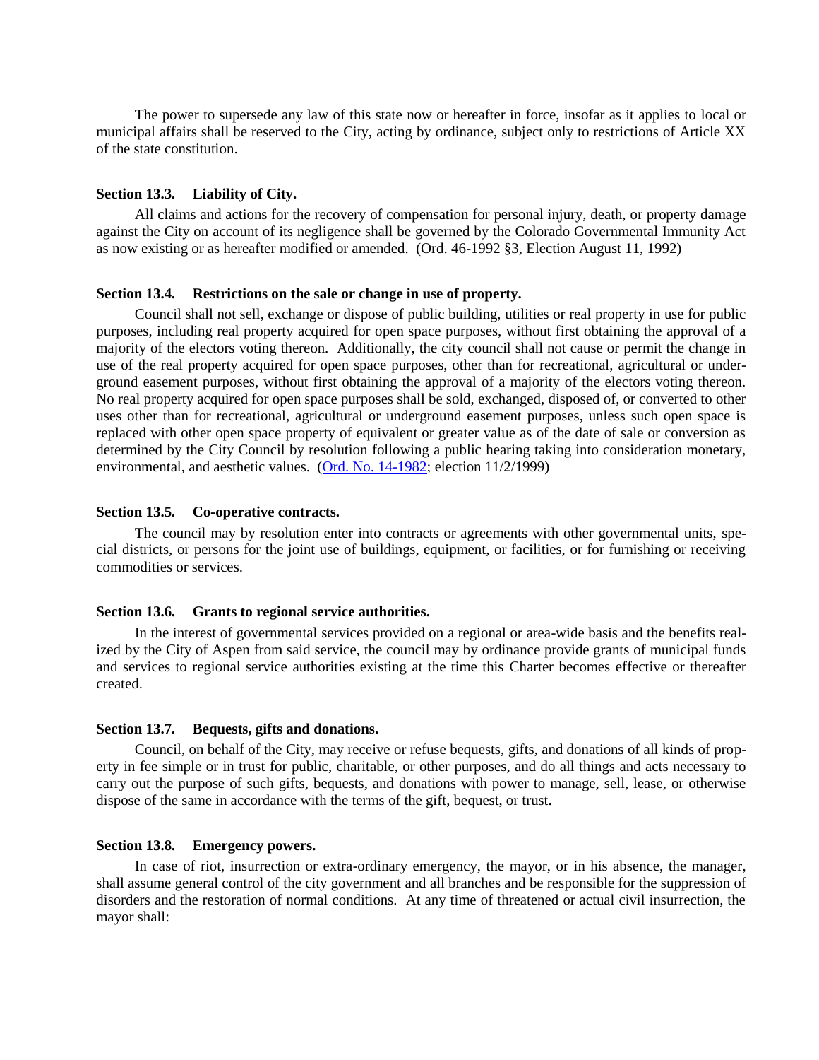The power to supersede any law of this state now or hereafter in force, insofar as it applies to local or municipal affairs shall be reserved to the City, acting by ordinance, subject only to restrictions of Article XX of the state constitution.

**Section 13.3. Liability of City.**

All claims and actions for the recovery of compensation for personal injury, death, or property damage against the City on account of its negligence shall be governed by the Colorado Governmental Immunity Act as now existing or as hereafter modified or amended. (Ord. 46-1992 §3, Election August 11, 1992)

**Section 13.4. Restrictions on the sale or change in use of property.**

Council shall not sell, exchange or dispose of public building, utilities or real property in use for public purposes, including real property acquired for open space purposes, without first obtaining the approval of a majority of the electors voting thereon. Additionally, the city council shall not cause or permit the change in use of the real property acquired for open space purposes, other than for recreational, agricultural or underground easement purposes, without first obtaining the approval of a majority of the electors voting thereon. No real property acquired for open space purposes shall be sold, exchanged, disposed of, or converted to other uses other than for recreational, agricultural or underground easement purposes, unless such open space is replaced with other open space property of equivalent or greater value as of the date of sale or conversion as determined by the City Council by resolution following a public hearing taking into consideration monetary, environmental, and aesthetic values. (Ord. No. 14-1982; election 11/2/1999)

**Section 13.5. Co-operative contracts.**

The council may by resolution enter into contracts or agreements with other governmental units, special districts, or persons for the joint use of buildings, equipment, or facilities, or for furnishing or receiving commodities or services.

**Section 13.6. Grants to regional service authorities.**

In the interest of governmental services provided on a regional or area-wide basis and the benefits realized by the City of Aspen from said service, the council may by ordinance provide grants of municipal funds and services to regional service authorities existing at the time this Charter becomes effective or thereafter created.

**Section 13.7. Bequests, gifts and donations.**

Council, on behalf of the City, may receive or refuse bequests, gifts, and donations of all kinds of property in fee simple or in trust for public, charitable, or other purposes, and do all things and acts necessary to carry out the purpose of such gifts, bequests, and donations with power to manage, sell, lease, or otherwise dispose of the same in accordance with the terms of the gift, bequest, or trust.

**Section 13.8. Emergency powers.**

In case of riot, insurrection or extra-ordinary emergency, the mayor, or in his absence, the manager, shall assume general control of the city government and all branches and be responsible for the suppression of disorders and the restoration of normal conditions. At any time of threatened or actual civil insurrection, the mayor shall: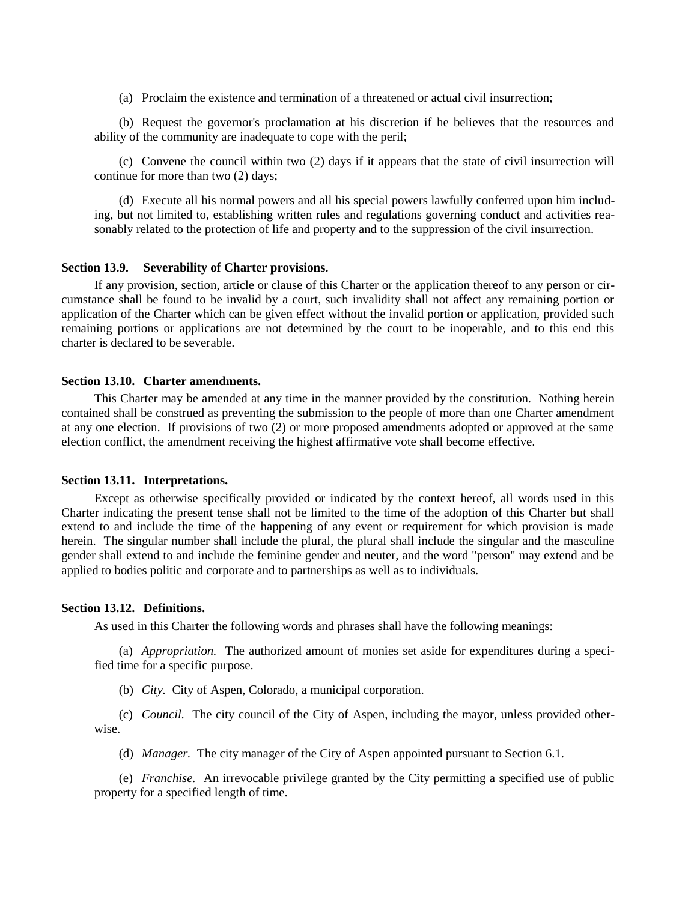(a) Proclaim the existence and termination of a threatened or actual civil insurrection;

(b) Request the governor's proclamation at his discretion if he believes that the resources and ability of the community are inadequate to cope with the peril;

(c) Convene the council within two (2) days if it appears that the state of civil insurrection will continue for more than two (2) days;

(d) Execute all his normal powers and all his special powers lawfully conferred upon him including, but not limited to, establishing written rules and regulations governing conduct and activities reasonably related to the protection of life and property and to the suppression of the civil insurrection.

### Section 13.9. Severability of Charter provisions.

If any provision, section, article or clause of this Charter or the application thereof to any person or circumstance shall be found to be invalid by a court, such invalidity shall not affect any remaining portion or application of the Charter which can be given effect without the invalid portion or application, provided such remaining portions or applications are not determined by the court to be inoperable, and to this end this charter is declared to be severable.

### Section 13.10. Charter amendments.

This Charter may be amended at any time in the manner provided by the constitution. Nothing herein contained shall be construed as preventing the submission to the people of more than one Charter amendment at any one election. If provisions of two (2) or more proposed amendments adopted or approved at the same election conflict, the amendment receiving the highest affirmative vote shall become effective.

### Section 13.11. Interpretations.

Except as otherwise specifically provided or indicated by the context hereof, all words used in this Charter indicating the present tense shall not be limited to the time of the adoption of this Charter but shall extend to and include the time of the happening of any event or requirement for which provision is made herein. The singular number shall include the plural, the plural shall include the singular and the masculine gender shall extend to and include the feminine gender and neuter, and the word "person" may extend and be applied to bodies politic and corporate and to partnerships as well as to individuals.

### Section 13.12. Definitions.

As used in this Charter the following words and phrases shall have the following meanings:

(a) *Appropriation.* The authorized amount of monies set aside for expenditures during a specified time for a specific purpose.

(b) *City.* City of Aspen, Colorado, a municipal corporation.

(c) *Council.* The city council of the City of Aspen, including the mayor, unless provided otherwise.

(d) *Manager.* The city manager of the City of Aspen appointed pursuant to Section 6.1.

(e) *Franchise.* An irrevocable privilege granted by the City permitting a specified use of public property for a specified length of time.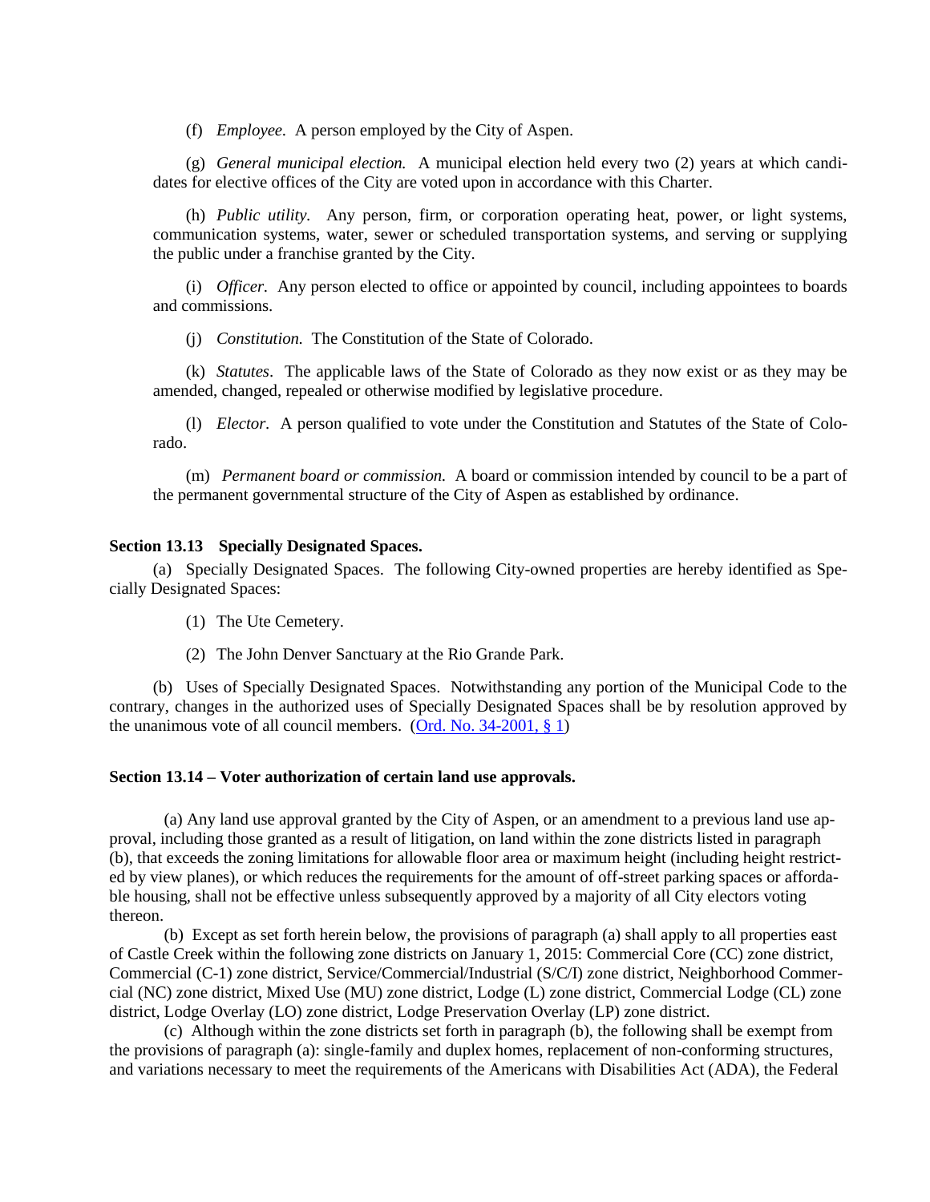(f) *Employee.* A person employed by the City of Aspen.

(g) *General municipal election.* A municipal election held every two (2) years at which candidates for elective offices of the City are voted upon in accordance with this Charter.

(h) *Public utility.* Any person, firm, or corporation operating heat, power, or light systems, communication systems, water, sewer or scheduled transportation systems, and serving or supplying the public under a franchise granted by the City.

(i) *Officer.* Any person elected to office or appointed by council, including appointees to boards and commissions.

(j) *Constitution.* The Constitution of the State of Colorado.

(k) *Statutes*. The applicable laws of the State of Colorado as they now exist or as they may be amended, changed, repealed or otherwise modified by legislative procedure.

(l) *Elector.* A person qualified to vote under the Constitution and Statutes of the State of Colorado.

(m) *Permanent board or commission.* A board or commission intended by council to be a part of the permanent governmental structure of the City of Aspen as established by ordinance.

**Section 13.13 Specially Designated Spaces.**

(a) Specially Designated Spaces. The following City-owned properties are hereby identified as Specially Designated Spaces:

(1) The Ute Cemetery.

(2) The John Denver Sanctuary at the Rio Grande Park.

(b) Uses of Specially Designated Spaces. Notwithstanding any portion of the Municipal Code to the contrary, changes in the authorized uses of Specially Designated Spaces shall be by resolution approved by the unanimous vote of all council members. (Ord. No. 34-2001, § 1)

**Section 13.14 – Voter authorization of certain land use approvals.**

(a) Any land use approval granted by the City of Aspen, or an amendment to a previous land use approval, including those granted as a result of litigation, on land within the zone districts listed in paragraph (b), that exceeds the zoning limitations for allowable floor area or maximum height (including height restricted by view planes), or which reduces the requirements for the amount of off-street parking spaces or affordable housing, shall not be effective unless subsequently approved by a majority of all City electors voting thereon.

(b) Except as set forth herein below, the provisions of paragraph (a) shall apply to all properties east of Castle Creek within the following zone districts on January 1, 2015: Commercial Core (CC) zone district, Commercial (C-1) zone district, Service/Commercial/Industrial (S/C/I) zone district, Neighborhood Commercial (NC) zone district, Mixed Use (MU) zone district, Lodge (L) zone district, Commercial Lodge (CL) zone district, Lodge Overlay (LO) zone district, Lodge Preservation Overlay (LP) zone district.

(c) Although within the zone districts set forth in paragraph (b), the following shall be exempt from the provisions of paragraph (a): single-family and duplex homes, replacement of non-conforming structures, and variations necessary to meet the requirements of the Americans with Disabilities Act (ADA), the Federal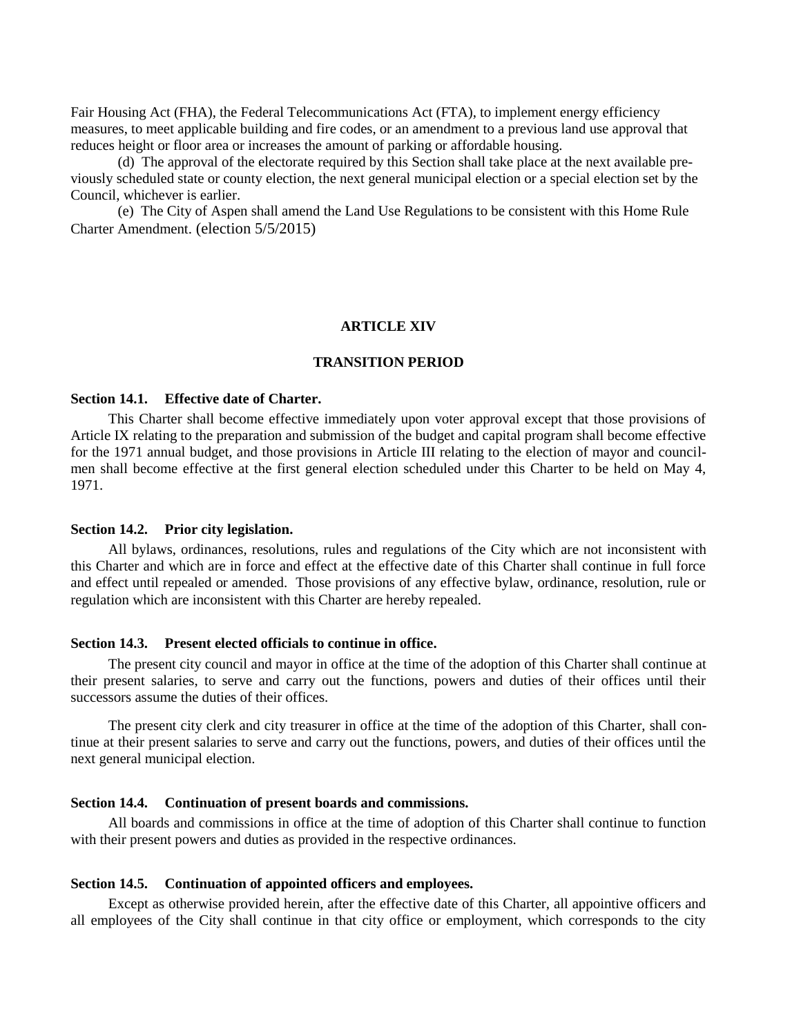Fair Housing Act (FHA), the Federal Telecommunications Act (FTA), to implement energy efficiency measures, to meet applicable building and fire codes, or an amendment to a previous land use approval that reduces height or floor area or increases the amount of parking or affordable housing.

(d) The approval of the electorate required by this Section shall take place at the next available previously scheduled state or county election, the next general municipal election or a special election set by the Council, whichever is earlier.

(e) The City of Aspen shall amend the Land Use Regulations to be consistent with this Home Rule Charter Amendment. (election 5/5/2015)

## ARTICLE XIV

## TRANSITION PERIOD

### Section 14.1. Effective date of Charter.

This Charter shall become effective immediately upon voter approval except that those provisions of Article IX relating to the preparation and submission of the budget and capital program shall become effective for the 1971 annual budget, and those provisions in Article III relating to the election of mayor and councilmen shall become effective at the first general election scheduled under this Charter to be held on May 4, 1971.

### Section 14.2. Prior city legislation.

All bylaws, ordinances, resolutions, rules and regulations of the City which are not inconsistent with this Charter and which are in force and effect at the effective date of this Charter shall continue in full force and effect until repealed or amended. Those provisions of any effective bylaw, ordinance, resolution, rule or regulation which are inconsistent with this Charter are hereby repealed.

### Section 14.3. Present elected officials to continue in office.

The present city council and mayor in office at the time of the adoption of this Charter shall continue at their present salaries, to serve and carry out the functions, powers and duties of their offices until their successors assume the duties of their offices.

The present city clerk and city treasurer in office at the time of the adoption of this Charter, shall continue at their present salaries to serve and carry out the functions, powers, and duties of their offices until the next general municipal election.

### Section 14.4. Continuation of present boards and commissions.

All boards and commissions in office at the time of adoption of this Charter shall continue to function with their present powers and duties as provided in the respective ordinances.

### Section 14.5. Continuation of appointed officers and employees.

Except as otherwise provided herein, after the effective date of this Charter, all appointive officers and all employees of the City shall continue in that city office or employment, which corresponds to the city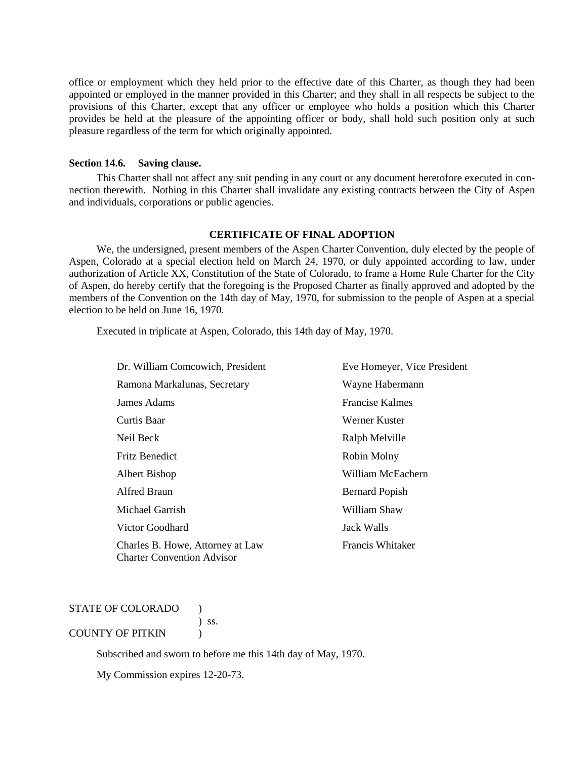office or employment which they held prior to the effective date of this Charter, as though they had been appointed or employed in the manner provided in this Charter; and they shall in all respects be subject to the provisions of this Charter, except that any officer or employee who holds a position which this Charter provides be held at the pleasure of the appointing officer or body, shall hold such position only at such pleasure regardless of the term for which originally appointed.

**Section 14.6. Saving clause.**

This Charter shall not affect any suit pending in any court or any document heretofore executed in connection therewith. Nothing in this Charter shall invalidate any existing contracts between the City of Aspen and individuals, corporations or public agencies.

**CERTIFICATE OF FINAL ADOPTION**

We, the undersigned, present members of the Aspen Charter Convention, duly elected by the people of Aspen, Colorado at a special election held on March 24, 1970, or duly appointed according to law, under authorization of Article XX, Constitution of the State of Colorado, to frame a Home Rule Charter for the City of Aspen, do hereby certify that the foregoing is the Proposed Charter as finally approved and adopted by the members of the Convention on the 14th day of May, 1970, for submission to the people of Aspen at a special election to be held on June 16, 1970.

Executed in triplicate at Aspen, Colorado, this 14th day of May, 1970.

| | |
|---|---|
| Dr. William Comcowich, President | Eve Homeyer, Vice President |
| Ramona Markalunas, Secretary | Wayne Habermann |
| James Adams | Francise Kalmes |
| Curtis Baar | Werner Kuster |
| Neil Beck | Ralph Melville |
| Fritz Benedict | Robin Molny |
| Albert Bishop | William McEachern |
| Alfred Braun | Bernard Popish |
| Michael Garrish | William Shaw |
| Victor Goodhard | Jack Walls |
| Charles B. Howe, Attorney at Law Charter Convention Advisor | Francis Whitaker |

STATE OF COLORADO )
) ss.
COUNTY OF PITKIN )

Subscribed and sworn to before me this 14th day of May, 1970.

My Commission expires 12-20-73.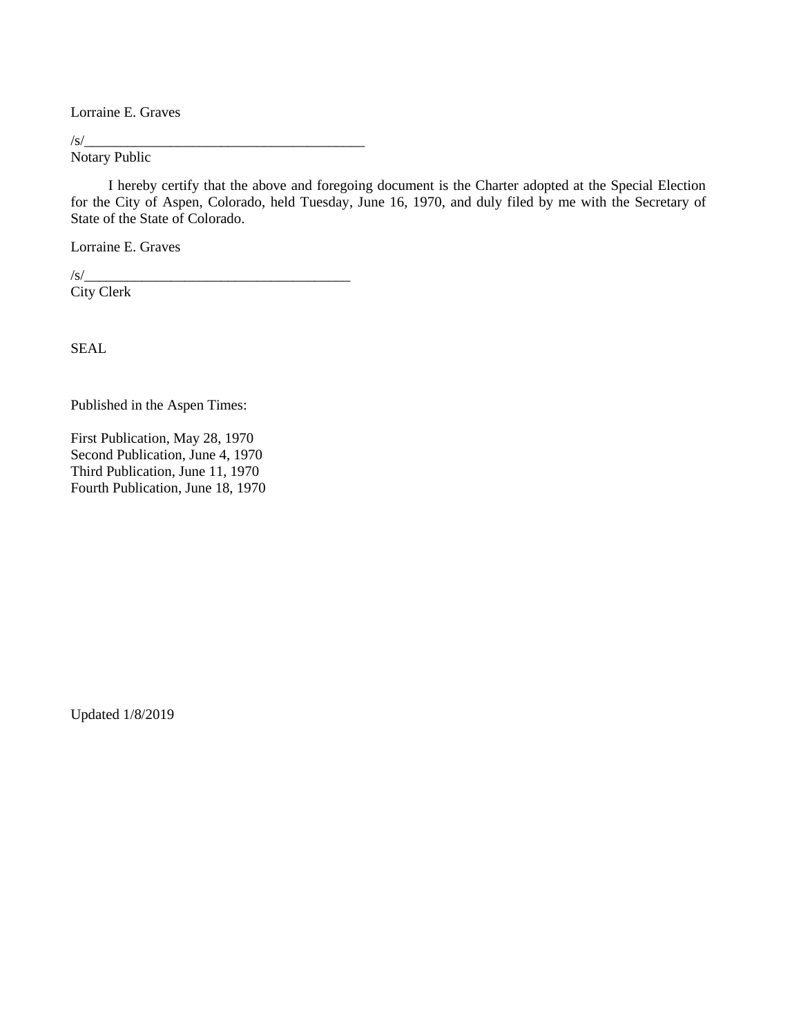Lorraine E. Graves

/s/_________________________________________
Notary Public

I hereby certify that the above and foregoing document is the Charter adopted at the Special Election for the City of Aspen, Colorado, held Tuesday, June 16, 1970, and duly filed by me with the Secretary of State of the State of Colorado.

Lorraine E. Graves

/s/_______________________________________
City Clerk

SEAL

Published in the Aspen Times:

First Publication, May 28, 1970
Second Publication, June 4, 1970
Third Publication, June 11, 1970
Fourth Publication, June 18, 1970

Updated 1/8/2019